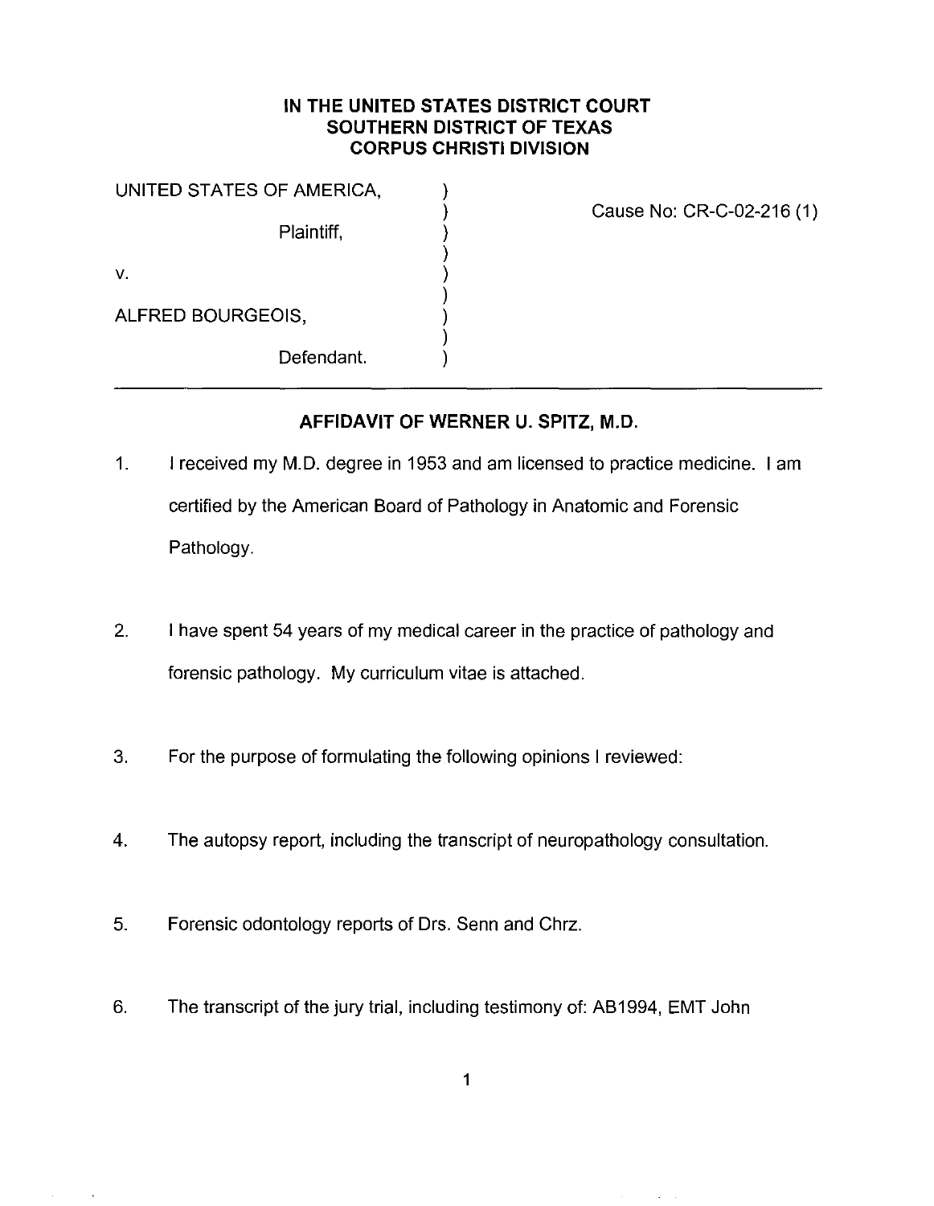**IN THE UNITED STATES DISTRICT COURT**
**SOUTHERN DISTRICT OF TEXAS**
**CORPUS CHRISTI DIVISION**

| | | |
|---|---|---|
| UNITED STATES OF AMERICA, | ) | Cause No: CR-C-02-216 (1) |
| Plaintiff, | ) | |
| v. | ) | |
| ALFRED BOURGEOIS, | ) | |
| Defendant. | ) | |

---

## AFFIDAVIT OF WERNER U. SPITZ, M.D.

1. I received my M.D. degree in 1953 and am licensed to practice medicine. I am certified by the American Board of Pathology in Anatomic and Forensic Pathology.

2. I have spent 54 years of my medical career in the practice of pathology and forensic pathology. My curriculum vitae is attached.

3. For the purpose of formulating the following opinions I reviewed:

4. The autopsy report, including the transcript of neuropathology consultation.

5. Forensic odontology reports of Drs. Senn and Chrz.

6. The transcript of the jury trial, including testimony of: AB1994, EMT John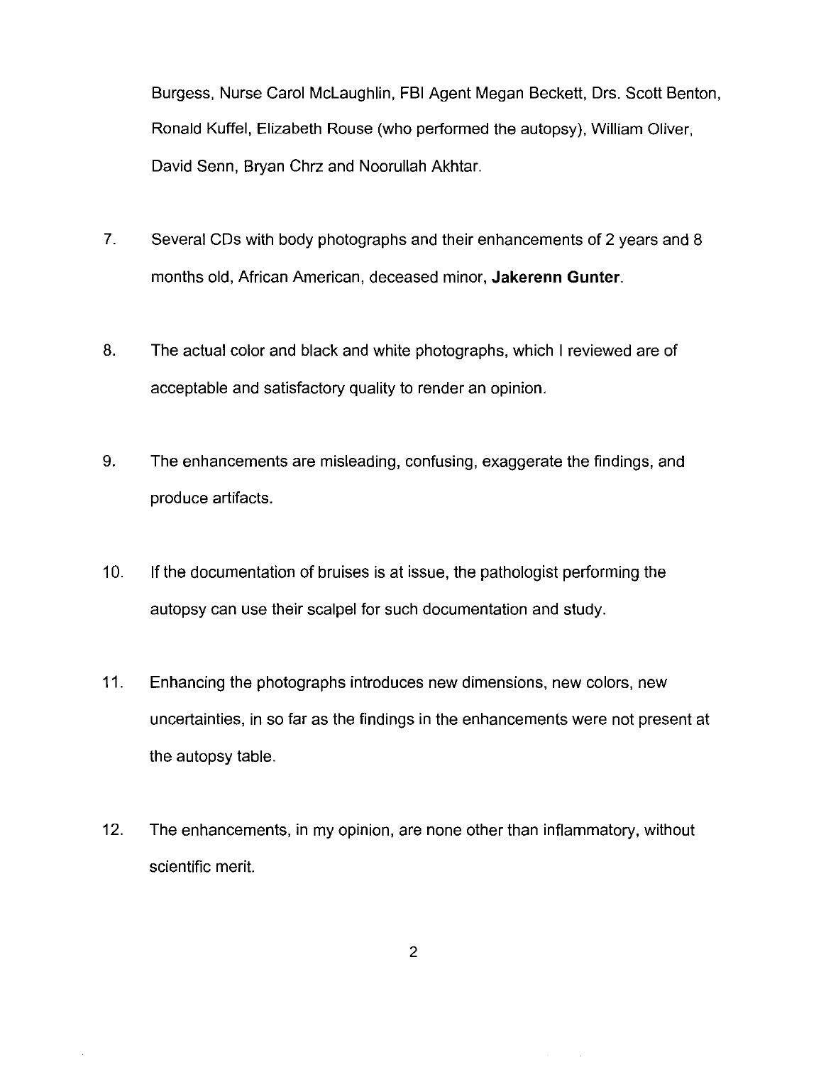Burgess, Nurse Carol McLaughlin, FBI Agent Megan Beckett, Drs. Scott Benton, Ronald Kuffel, Elizabeth Rouse (who performed the autopsy), William Oliver, David Senn, Bryan Chrz and Noorullah Akhtar.

7. Several CDs with body photographs and their enhancements of 2 years and 8 months old, African American, deceased minor, **Jakerenn Gunter**.

8. The actual color and black and white photographs, which I reviewed are of acceptable and satisfactory quality to render an opinion.

9. The enhancements are misleading, confusing, exaggerate the findings, and produce artifacts.

10. If the documentation of bruises is at issue, the pathologist performing the autopsy can use their scalpel for such documentation and study.

11. Enhancing the photographs introduces new dimensions, new colors, new uncertainties, in so far as the findings in the enhancements were not present at the autopsy table.

12. The enhancements, in my opinion, are none other than inflammatory, without scientific merit.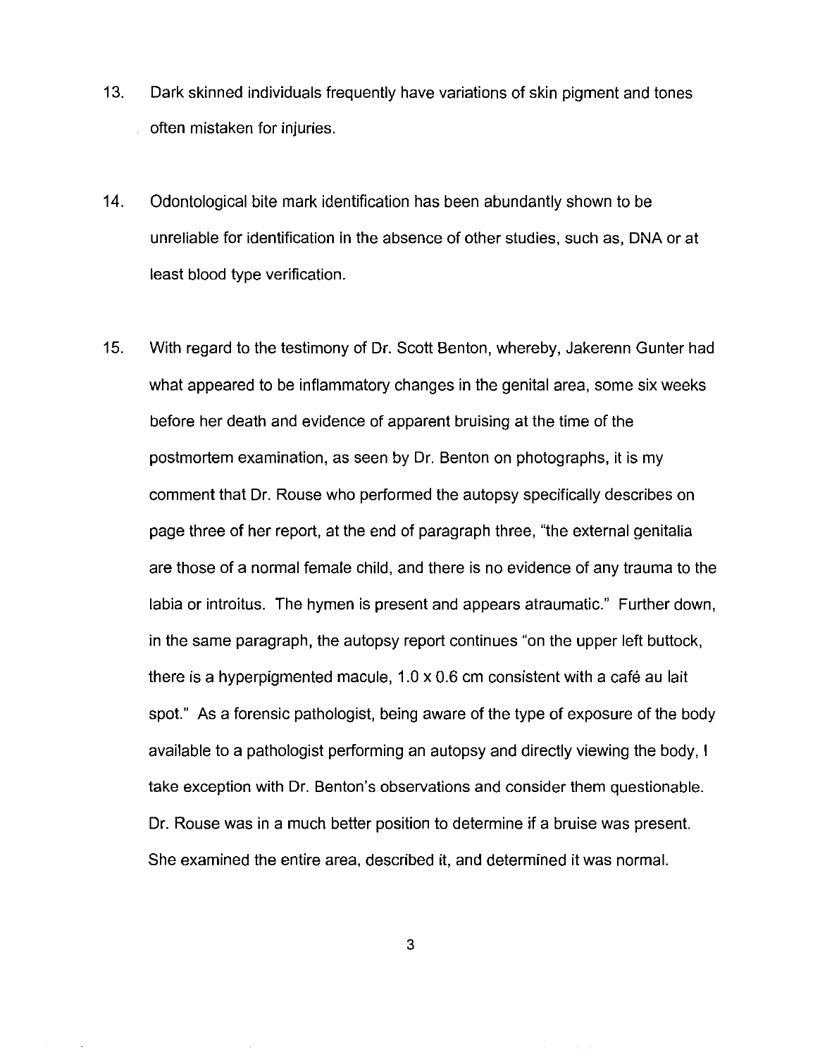13. Dark skinned individuals frequently have variations of skin pigment and tones often mistaken for injuries.

14. Odontological bite mark identification has been abundantly shown to be unreliable for identification in the absence of other studies, such as, DNA or at least blood type verification.

15. With regard to the testimony of Dr. Scott Benton, whereby, Jakerenn Gunter had what appeared to be inflammatory changes in the genital area, some six weeks before her death and evidence of apparent bruising at the time of the postmortem examination, as seen by Dr. Benton on photographs, it is my comment that Dr. Rouse who performed the autopsy specifically describes on page three of her report, at the end of paragraph three, "the external genitalia are those of a normal female child, and there is no evidence of any trauma to the labia or introitus. The hymen is present and appears atraumatic." Further down, in the same paragraph, the autopsy report continues "on the upper left buttock, there is a hyperpigmented macule, 1.0 x 0.6 cm consistent with a café au lait spot." As a forensic pathologist, being aware of the type of exposure of the body available to a pathologist performing an autopsy and directly viewing the body, I take exception with Dr. Benton's observations and consider them questionable. Dr. Rouse was in a much better position to determine if a bruise was present. She examined the entire area, described it, and determined it was normal.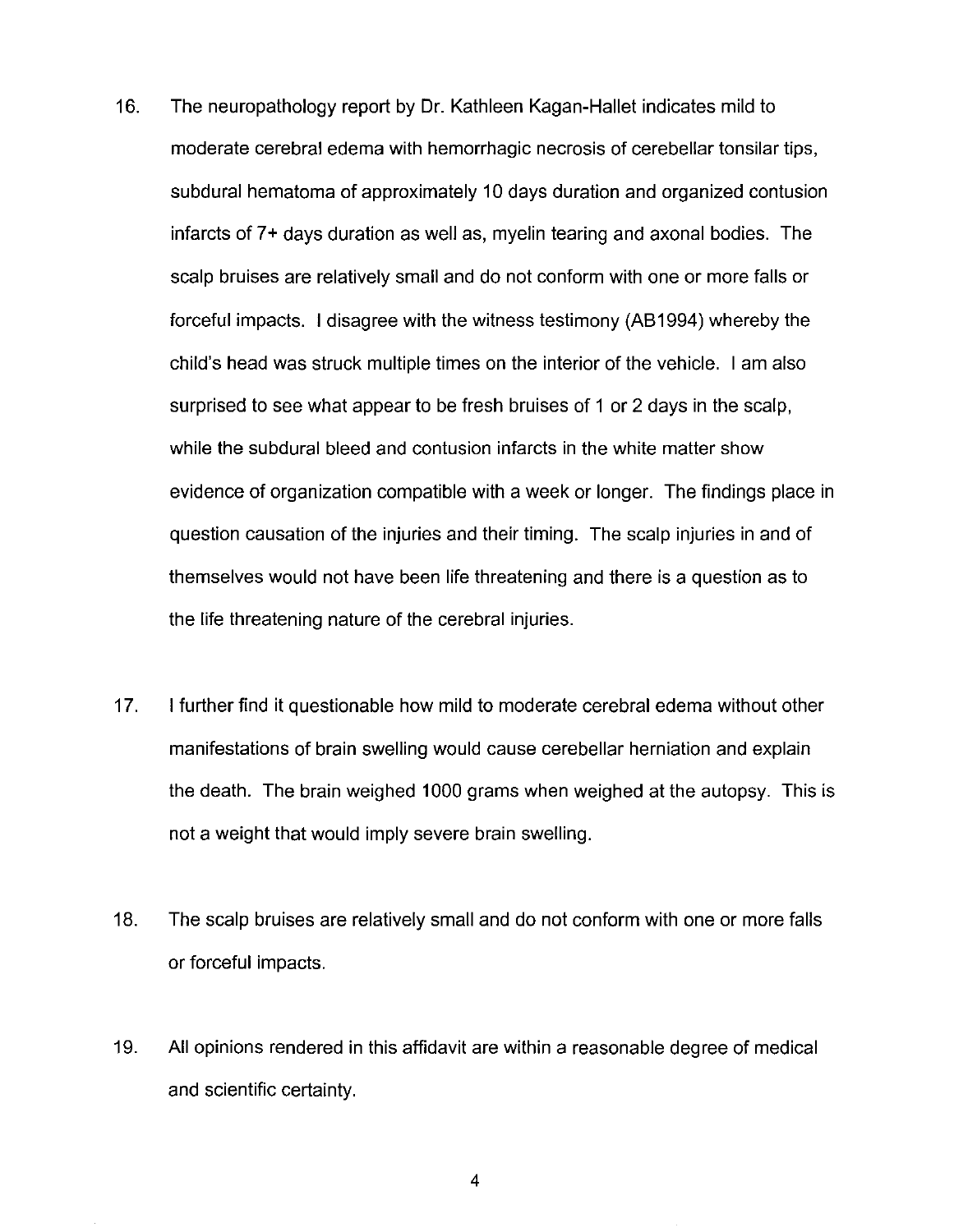16. The neuropathology report by Dr. Kathleen Kagan-Hallet indicates mild to moderate cerebral edema with hemorrhagic necrosis of cerebellar tonsilar tips, subdural hematoma of approximately 10 days duration and organized contusion infarcts of 7+ days duration as well as, myelin tearing and axonal bodies. The scalp bruises are relatively small and do not conform with one or more falls or forceful impacts. I disagree with the witness testimony (AB1994) whereby the child's head was struck multiple times on the interior of the vehicle. I am also surprised to see what appear to be fresh bruises of 1 or 2 days in the scalp, while the subdural bleed and contusion infarcts in the white matter show evidence of organization compatible with a week or longer. The findings place in question causation of the injuries and their timing. The scalp injuries in and of themselves would not have been life threatening and there is a question as to the life threatening nature of the cerebral injuries.

17. I further find it questionable how mild to moderate cerebral edema without other manifestations of brain swelling would cause cerebellar herniation and explain the death. The brain weighed 1000 grams when weighed at the autopsy. This is not a weight that would imply severe brain swelling.

18. The scalp bruises are relatively small and do not conform with one or more falls or forceful impacts.

19. All opinions rendered in this affidavit are within a reasonable degree of medical and scientific certainty.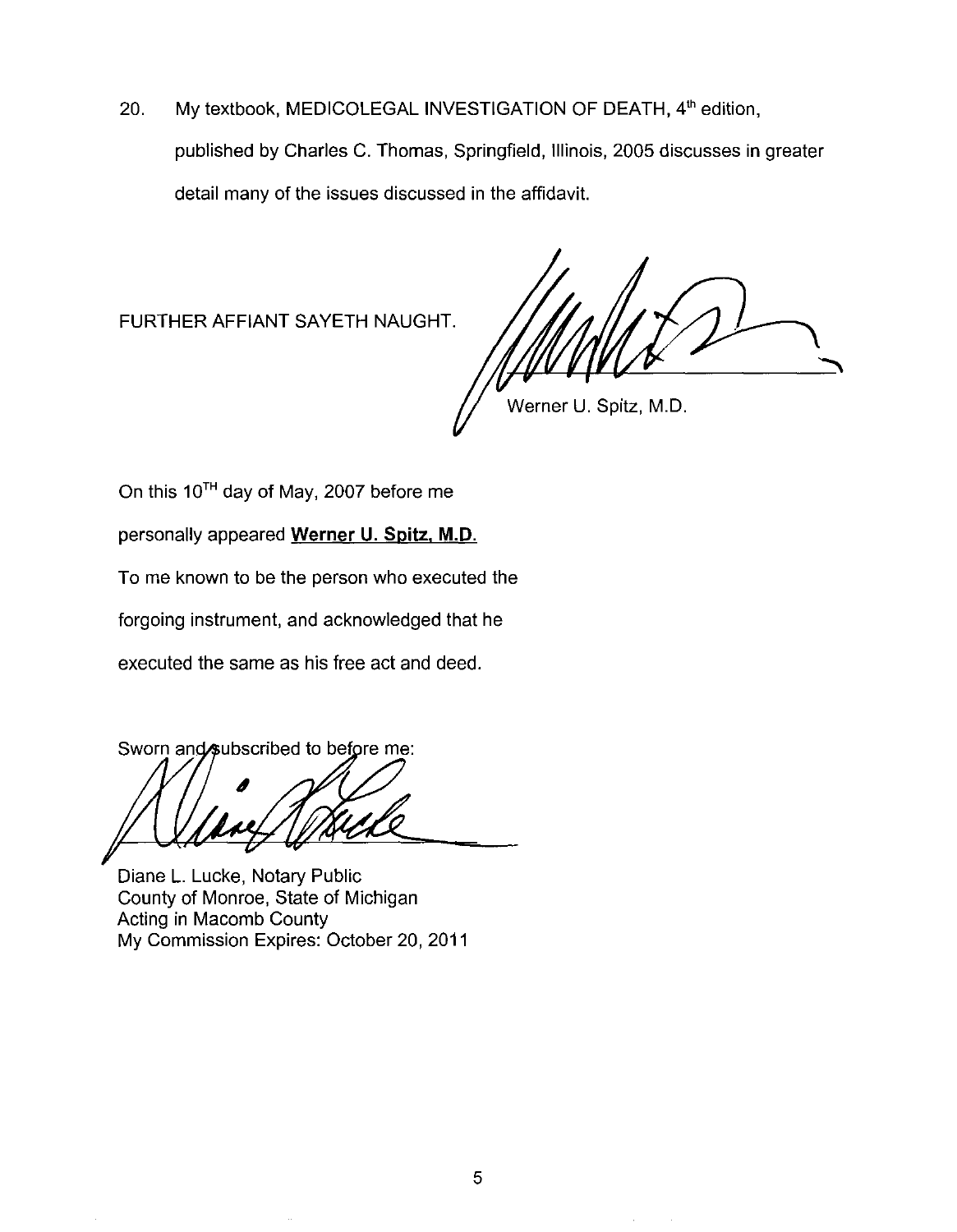20. My textbook, MEDICOLEGAL INVESTIGATION OF DEATH, 4th edition, published by Charles C. Thomas, Springfield, Illinois, 2005 discusses in greater detail many of the issues discussed in the affidavit.

FURTHER AFFIANT SAYETH NAUGHT.

Werner U. Spitz, M.D.

On this 10TH day of May, 2007 before me

personally appeared **Werner U. Spitz, M.D.**

To me known to be the person who executed the

forgoing instrument, and acknowledged that he

executed the same as his free act and deed.

Sworn and subscribed to before me:

Diane L. Lucke, Notary Public
County of Monroe, State of Michigan
Acting in Macomb County
My Commission Expires: October 20, 2011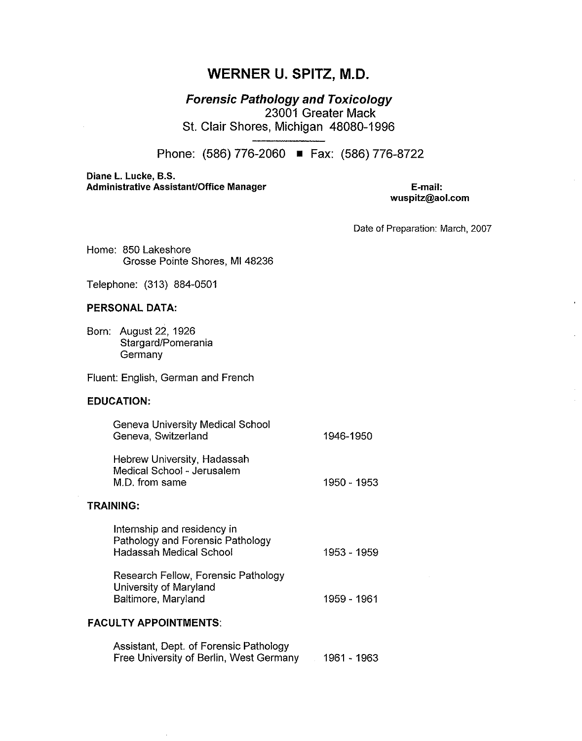# WERNER U. SPITZ, M.D.

***Forensic Pathology and Toxicology***
23001 Greater Mack
St. Clair Shores, Michigan 48080-1996

Phone: (586) 776-2060 ■ Fax: (586) 776-8722

**Diane L. Lucke, B.S.**
**Administrative Assistant/Office Manager**

**E-mail:**
**wuspitz@aol.com**

Date of Preparation: March, 2007

Home: 850 Lakeshore
Grosse Pointe Shores, MI 48236

Telephone: (313) 884-0501

## PERSONAL DATA:

Born: August 22, 1926
Stargard/Pomerania
Germany

Fluent: English, German and French

## EDUCATION:

| | |
|---|---|
| Geneva University Medical School<br>Geneva, Switzerland | 1946-1950 |
| Hebrew University, Hadassah<br>Medical School - Jerusalem<br>M.D. from same | 1950 - 1953 |

## TRAINING:

| | |
|---|---|
| Internship and residency in<br>Pathology and Forensic Pathology<br>Hadassah Medical School | 1953 - 1959 |
| Research Fellow, Forensic Pathology<br>University of Maryland<br>Baltimore, Maryland | 1959 - 1961 |

## FACULTY APPOINTMENTS:

| | |
|---|---|
| Assistant, Dept. of Forensic Pathology<br>Free University of Berlin, West Germany | 1961 - 1963 |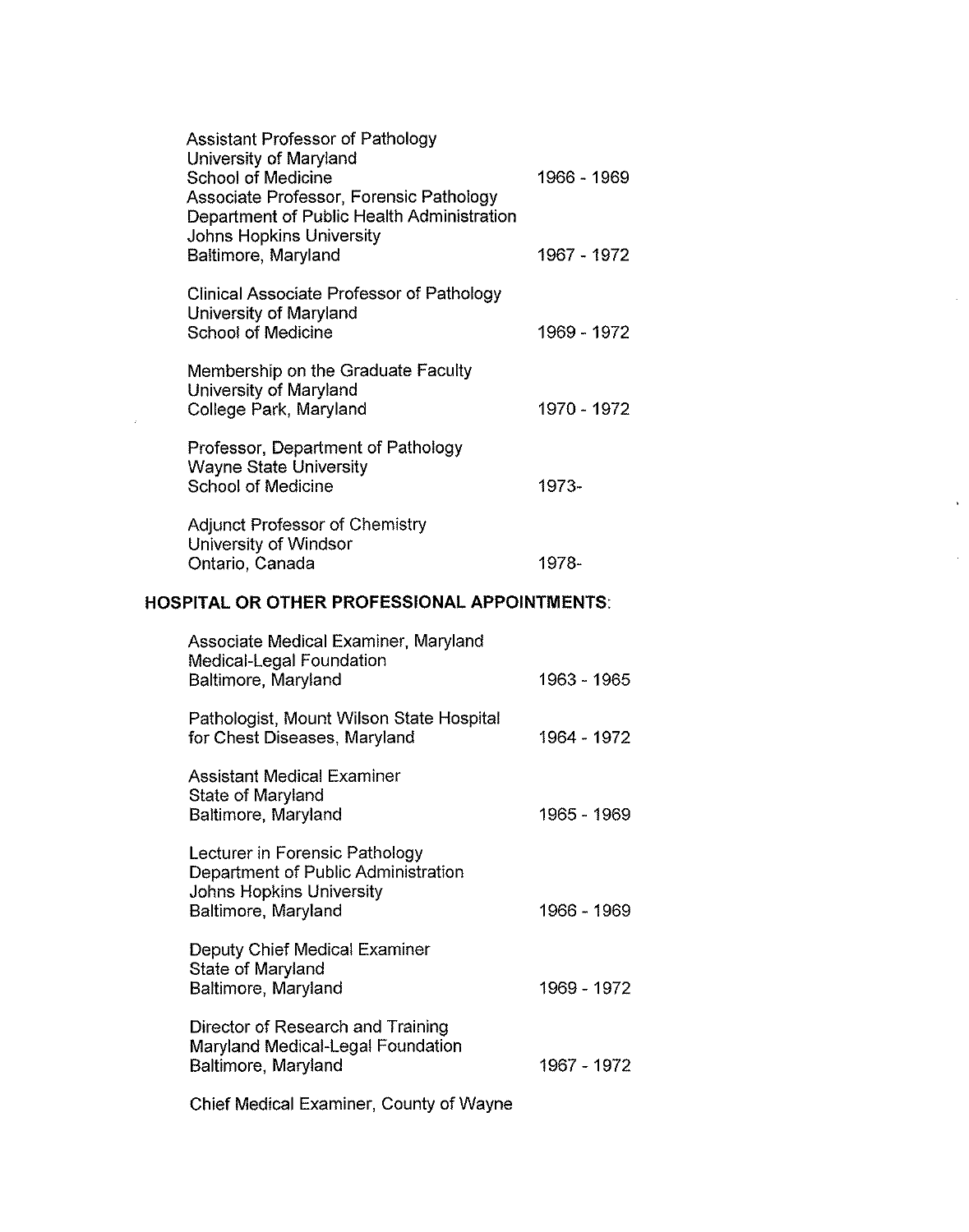| | |
|---|---|
| Assistant Professor of Pathology<br>University of Maryland<br>School of Medicine | 1966 - 1969 |
| Associate Professor, Forensic Pathology<br>Department of Public Health Administration<br>Johns Hopkins University<br>Baltimore, Maryland | 1967 - 1972 |
| Clinical Associate Professor of Pathology<br>University of Maryland<br>School of Medicine | 1969 - 1972 |
| Membership on the Graduate Faculty<br>University of Maryland<br>College Park, Maryland | 1970 - 1972 |
| Professor, Department of Pathology<br>Wayne State University<br>School of Medicine | 1973- |
| Adjunct Professor of Chemistry<br>University of Windsor<br>Ontario, Canada | 1978- |

## HOSPITAL OR OTHER PROFESSIONAL APPOINTMENTS:

| | |
|---|---|
| Associate Medical Examiner, Maryland<br>Medical-Legal Foundation<br>Baltimore, Maryland | 1963 - 1965 |
| Pathologist, Mount Wilson State Hospital<br>for Chest Diseases, Maryland | 1964 - 1972 |
| Assistant Medical Examiner<br>State of Maryland<br>Baltimore, Maryland | 1965 - 1969 |
| Lecturer in Forensic Pathology<br>Department of Public Administration<br>Johns Hopkins University<br>Baltimore, Maryland | 1966 - 1969 |
| Deputy Chief Medical Examiner<br>State of Maryland<br>Baltimore, Maryland | 1969 - 1972 |
| Director of Research and Training<br>Maryland Medical-Legal Foundation<br>Baltimore, Maryland | 1967 - 1972 |

Chief Medical Examiner, County of Wayne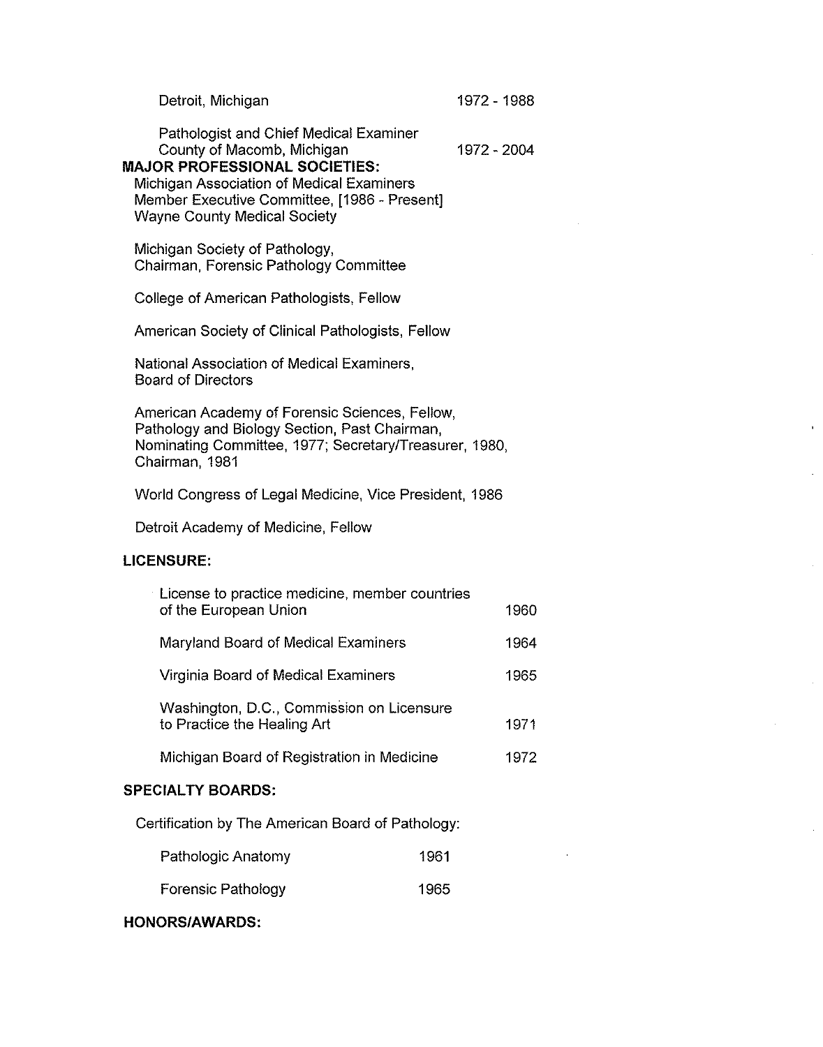Detroit, Michigan 1972 - 1988

Pathologist and Chief Medical Examiner
County of Macomb, Michigan 1972 - 2004

**MAJOR PROFESSIONAL SOCIETIES:**

Michigan Association of Medical Examiners
Member Executive Committee, [1986 - Present]
Wayne County Medical Society

Michigan Society of Pathology,
Chairman, Forensic Pathology Committee

College of American Pathologists, Fellow

American Society of Clinical Pathologists, Fellow

National Association of Medical Examiners,
Board of Directors

American Academy of Forensic Sciences, Fellow,
Pathology and Biology Section, Past Chairman,
Nominating Committee, 1977; Secretary/Treasurer, 1980,
Chairman, 1981

World Congress of Legal Medicine, Vice President, 1986

Detroit Academy of Medicine, Fellow

**LICENSURE:**

| | |
|---|---|
| License to practice medicine, member countries of the European Union | 1960 |
| Maryland Board of Medical Examiners | 1964 |
| Virginia Board of Medical Examiners | 1965 |
| Washington, D.C., Commission on Licensure to Practice the Healing Art | 1971 |
| Michigan Board of Registration in Medicine | 1972 |

**SPECIALTY BOARDS:**

Certification by The American Board of Pathology:

| | |
|---|---|
| Pathologic Anatomy | 1961 |
| Forensic Pathology | 1965 |

**HONORS/AWARDS:**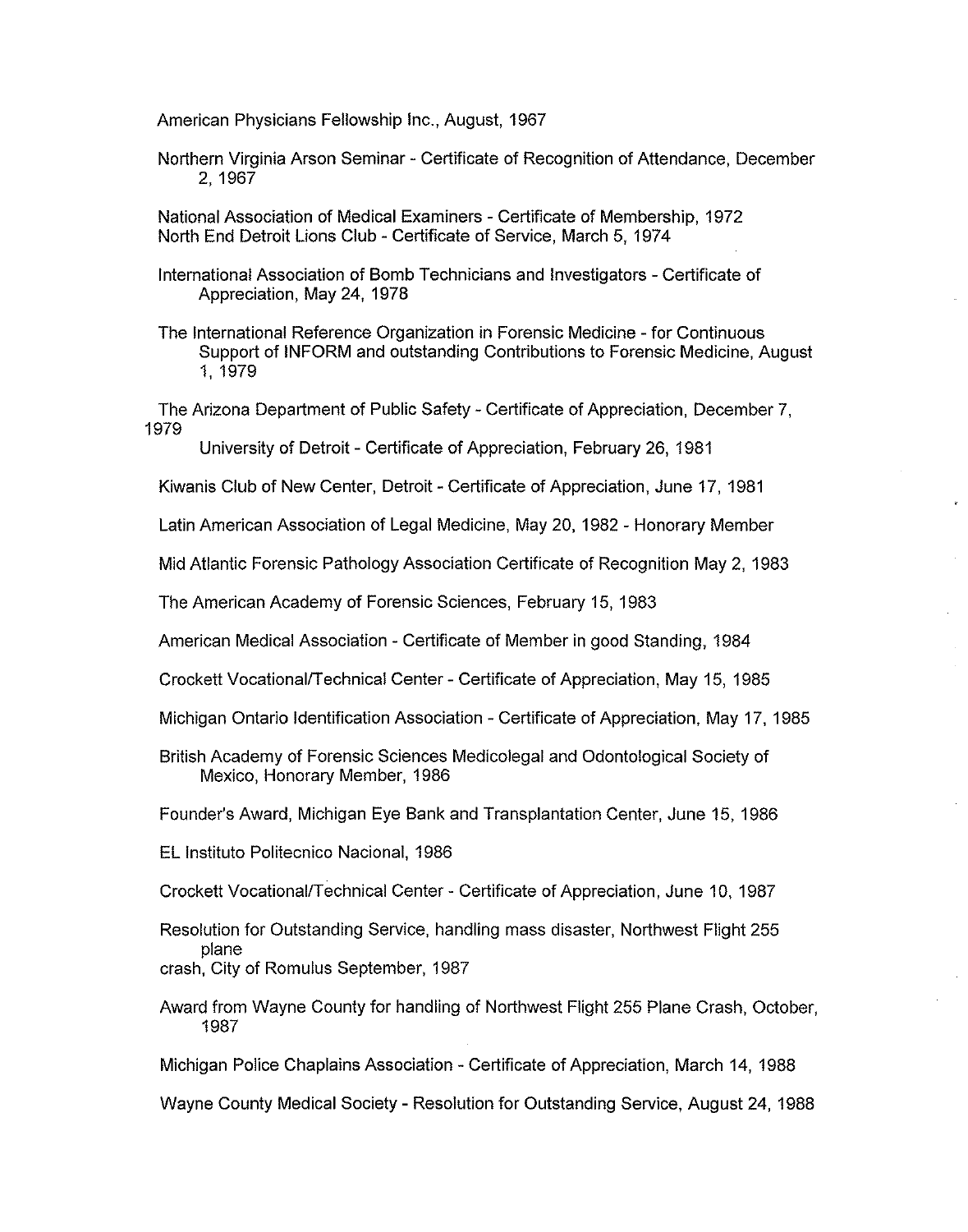American Physicians Fellowship Inc., August, 1967

Northern Virginia Arson Seminar - Certificate of Recognition of Attendance, December 2, 1967

National Association of Medical Examiners - Certificate of Membership, 1972
North End Detroit Lions Club - Certificate of Service, March 5, 1974

International Association of Bomb Technicians and Investigators - Certificate of Appreciation, May 24, 1978

The International Reference Organization in Forensic Medicine - for Continuous Support of INFORM and outstanding Contributions to Forensic Medicine, August 1, 1979

The Arizona Department of Public Safety - Certificate of Appreciation, December 7, 1979

University of Detroit - Certificate of Appreciation, February 26, 1981

Kiwanis Club of New Center, Detroit - Certificate of Appreciation, June 17, 1981

Latin American Association of Legal Medicine, May 20, 1982 - Honorary Member

Mid Atlantic Forensic Pathology Association Certificate of Recognition May 2, 1983

The American Academy of Forensic Sciences, February 15, 1983

American Medical Association - Certificate of Member in good Standing, 1984

Crockett Vocational/Technical Center - Certificate of Appreciation, May 15, 1985

Michigan Ontario Identification Association - Certificate of Appreciation, May 17, 1985

British Academy of Forensic Sciences Medicolegal and Odontological Society of Mexico, Honorary Member, 1986

Founder's Award, Michigan Eye Bank and Transplantation Center, June 15, 1986

EL Instituto Politecnico Nacional, 1986

Crockett Vocational/Technical Center - Certificate of Appreciation, June 10, 1987

Resolution for Outstanding Service, handling mass disaster, Northwest Flight 255 plane crash, City of Romulus September, 1987

Award from Wayne County for handling of Northwest Flight 255 Plane Crash, October, 1987

Michigan Police Chaplains Association - Certificate of Appreciation, March 14, 1988

Wayne County Medical Society - Resolution for Outstanding Service, August 24, 1988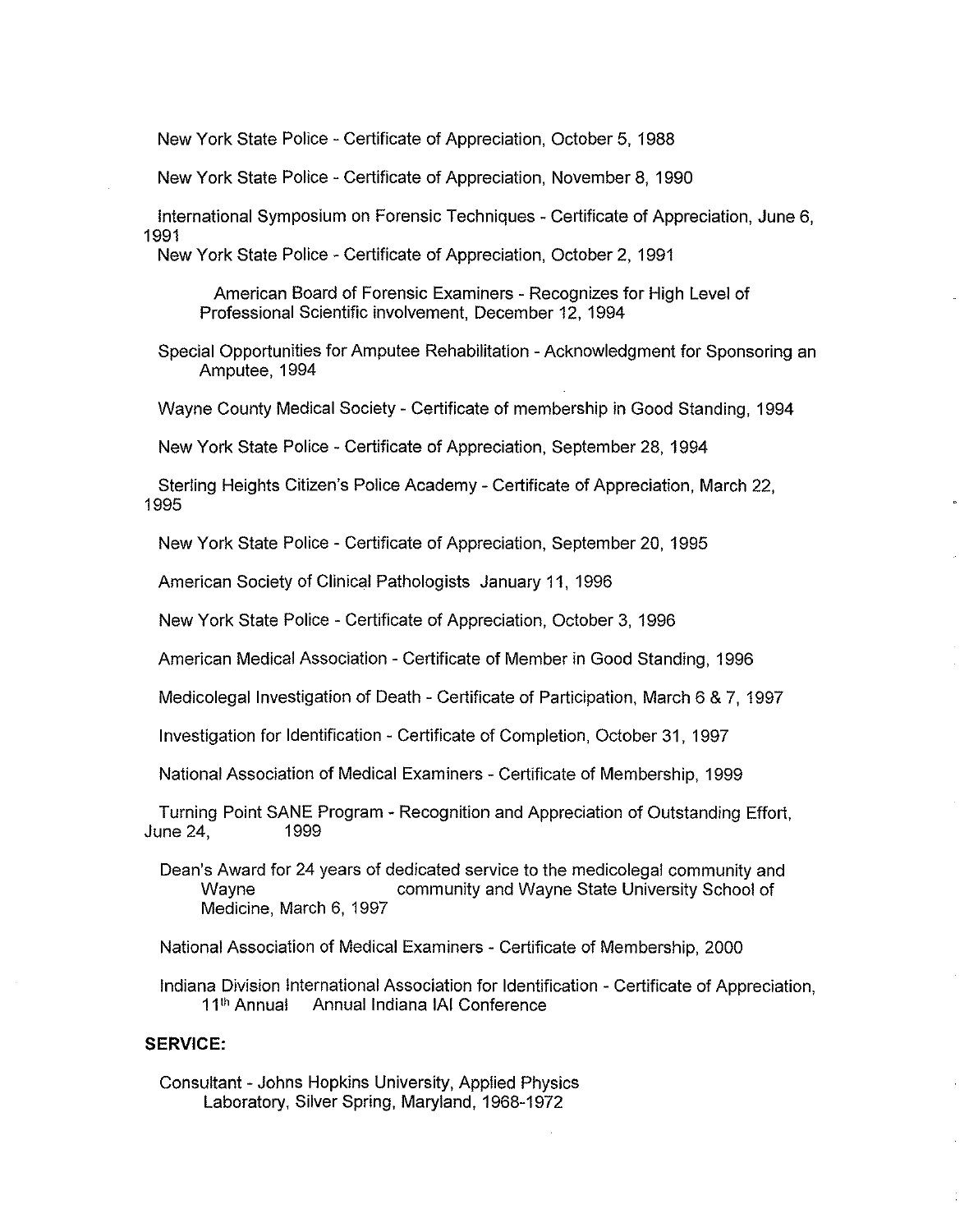New York State Police - Certificate of Appreciation, October 5, 1988

New York State Police - Certificate of Appreciation, November 8, 1990

International Symposium on Forensic Techniques - Certificate of Appreciation, June 6, 1991

New York State Police - Certificate of Appreciation, October 2, 1991

American Board of Forensic Examiners - Recognizes for High Level of Professional Scientific involvement, December 12, 1994

Special Opportunities for Amputee Rehabilitation - Acknowledgment for Sponsoring an Amputee, 1994

Wayne County Medical Society - Certificate of membership in Good Standing, 1994

New York State Police - Certificate of Appreciation, September 28, 1994

Sterling Heights Citizen's Police Academy - Certificate of Appreciation, March 22, 1995

New York State Police - Certificate of Appreciation, September 20, 1995

American Society of Clinical Pathologists January 11, 1996

New York State Police - Certificate of Appreciation, October 3, 1996

American Medical Association - Certificate of Member in Good Standing, 1996

Medicolegal Investigation of Death - Certificate of Participation, March 6 & 7, 1997

Investigation for Identification - Certificate of Completion, October 31, 1997

National Association of Medical Examiners - Certificate of Membership, 1999

Turning Point SANE Program - Recognition and Appreciation of Outstanding Effort, June 24, 1999

Dean's Award for 24 years of dedicated service to the medicolegal community and Wayne community and Wayne State University School of Medicine, March 6, 1997

National Association of Medical Examiners - Certificate of Membership, 2000

Indiana Division International Association for Identification - Certificate of Appreciation, 11th Annual Annual Indiana IAI Conference

**SERVICE:**

Consultant - Johns Hopkins University, Applied Physics Laboratory, Silver Spring, Maryland, 1968-1972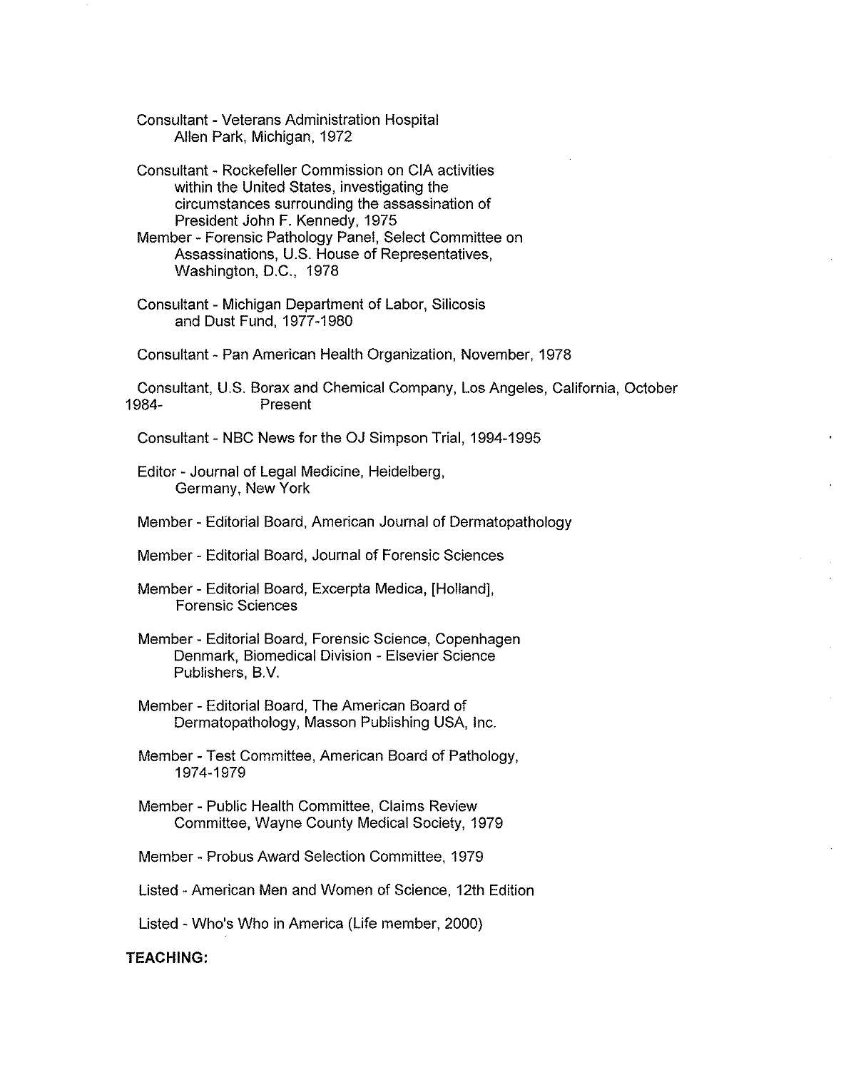Consultant - Veterans Administration Hospital
Allen Park, Michigan, 1972

Consultant - Rockefeller Commission on CIA activities within the United States, investigating the circumstances surrounding the assassination of President John F. Kennedy, 1975

Member - Forensic Pathology Panel, Select Committee on Assassinations, U.S. House of Representatives, Washington, D.C., 1978

Consultant - Michigan Department of Labor, Silicosis and Dust Fund, 1977-1980

Consultant - Pan American Health Organization, November, 1978

Consultant, U.S. Borax and Chemical Company, Los Angeles, California, October 1984- Present

Consultant - NBC News for the OJ Simpson Trial, 1994-1995

Editor - Journal of Legal Medicine, Heidelberg, Germany, New York

Member - Editorial Board, American Journal of Dermatopathology

Member - Editorial Board, Journal of Forensic Sciences

Member - Editorial Board, Excerpta Medica, [Holland], Forensic Sciences

Member - Editorial Board, Forensic Science, Copenhagen Denmark, Biomedical Division - Elsevier Science Publishers, B.V.

Member - Editorial Board, The American Board of Dermatopathology, Masson Publishing USA, Inc.

Member - Test Committee, American Board of Pathology, 1974-1979

Member - Public Health Committee, Claims Review Committee, Wayne County Medical Society, 1979

Member - Probus Award Selection Committee, 1979

Listed - American Men and Women of Science, 12th Edition

Listed - Who's Who in America (Life member, 2000)

**TEACHING:**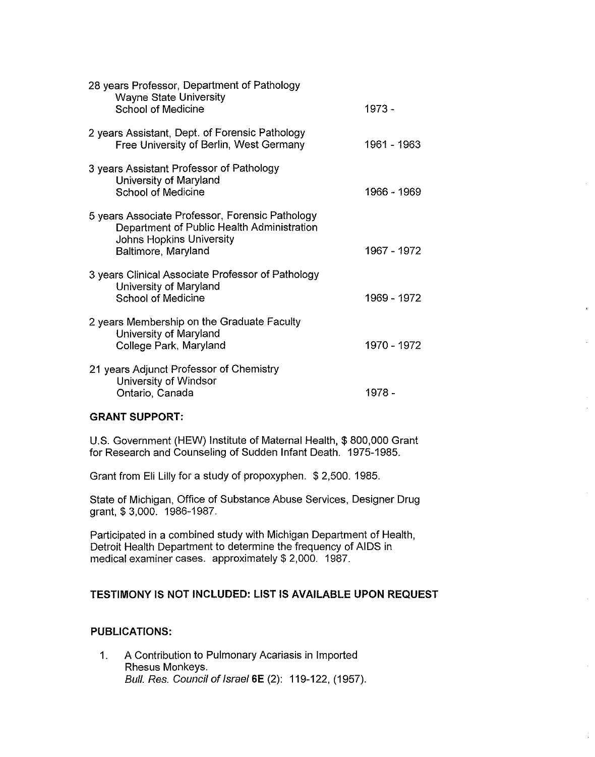| | |
|---|---|
| 28 years Professor, Department of Pathology<br>Wayne State University<br>School of Medicine | 1973 - |
| 2 years Assistant, Dept. of Forensic Pathology<br>Free University of Berlin, West Germany | 1961 - 1963 |
| 3 years Assistant Professor of Pathology<br>University of Maryland<br>School of Medicine | 1966 - 1969 |
| 5 years Associate Professor, Forensic Pathology<br>Department of Public Health Administration<br>Johns Hopkins University<br>Baltimore, Maryland | 1967 - 1972 |
| 3 years Clinical Associate Professor of Pathology<br>University of Maryland<br>School of Medicine | 1969 - 1972 |
| 2 years Membership on the Graduate Faculty<br>University of Maryland<br>College Park, Maryland | 1970 - 1972 |
| 21 years Adjunct Professor of Chemistry<br>University of Windsor<br>Ontario, Canada | 1978 - |

**GRANT SUPPORT:**

U.S. Government (HEW) Institute of Maternal Health, $ 800,000 Grant for Research and Counseling of Sudden Infant Death. 1975-1985.

Grant from Eli Lilly for a study of propoxyphen. $ 2,500. 1985.

State of Michigan, Office of Substance Abuse Services, Designer Drug grant, $ 3,000. 1986-1987.

Participated in a combined study with Michigan Department of Health, Detroit Health Department to determine the frequency of AIDS in medical examiner cases. approximately $ 2,000. 1987.

**TESTIMONY IS NOT INCLUDED: LIST IS AVAILABLE UPON REQUEST**

**PUBLICATIONS:**

1. A Contribution to Pulmonary Acariasis in Imported Rhesus Monkeys.
   *Bull. Res. Council of Israel* **6E** (2): 119-122, (1957).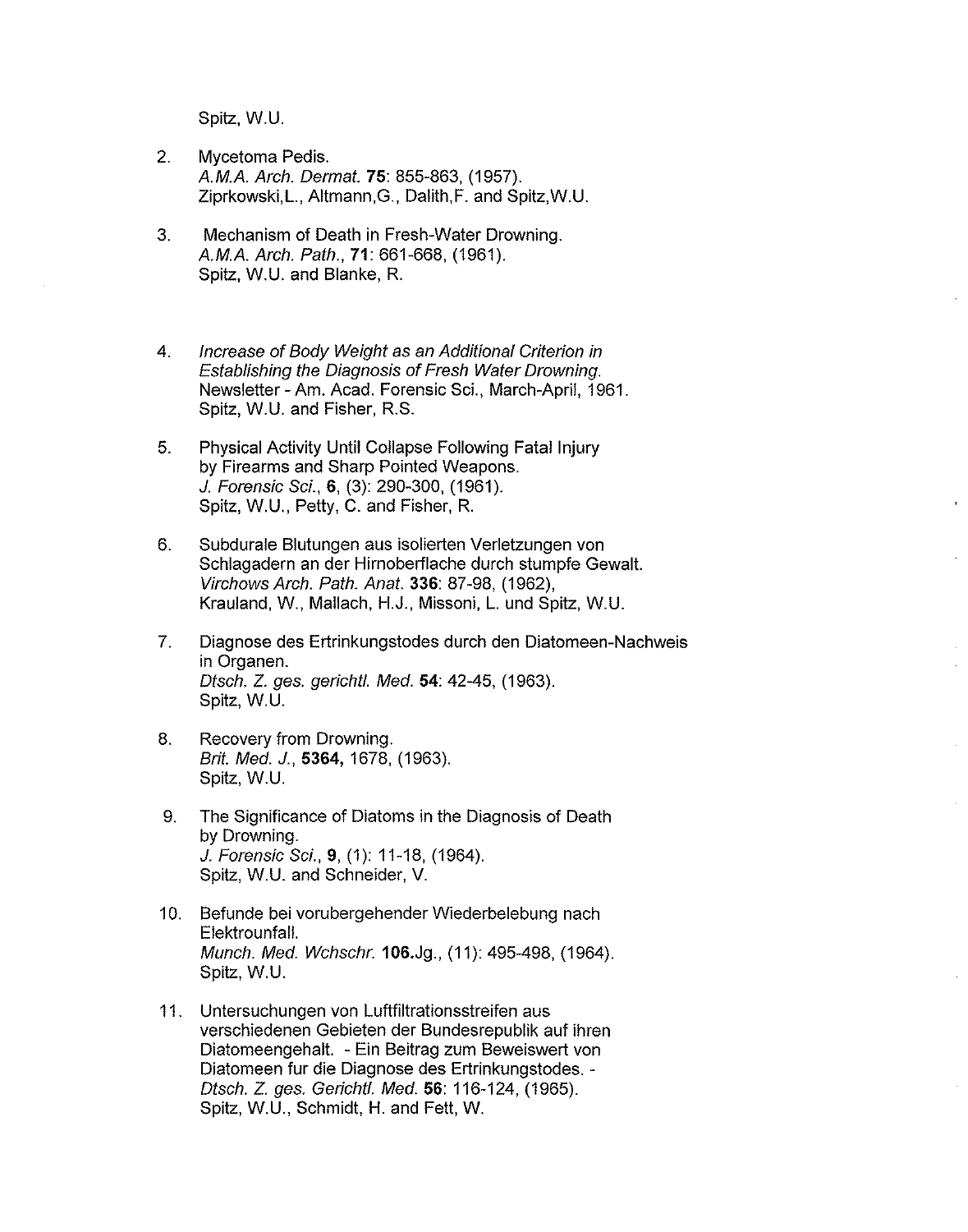Spitz, W.U.

2. Mycetoma Pedis.  
   *A.M.A. Arch. Dermat.* **75**: 855-863, (1957).  
   Ziprkowski,L., Altmann,G., Dalith,F. and Spitz,W.U.

3. Mechanism of Death in Fresh-Water Drowning.  
   *A.M.A. Arch. Path.*, **71**: 661-668, (1961).  
   Spitz, W.U. and Blanke, R.

4. *Increase of Body Weight as an Additional Criterion in Establishing the Diagnosis of Fresh Water Drowning.*  
   Newsletter - Am. Acad. Forensic Sci., March-April, 1961.  
   Spitz, W.U. and Fisher, R.S.

5. Physical Activity Until Collapse Following Fatal Injury by Firearms and Sharp Pointed Weapons.  
   *J. Forensic Sci.*, **6**, (3): 290-300, (1961).  
   Spitz, W.U., Petty, C. and Fisher, R.

6. Subdurale Blutungen aus isolierten Verletzungen von Schlagadern an der Hirnoberflache durch stumpfe Gewalt.  
   *Virchows Arch. Path. Anat.* **336**: 87-98, (1962),  
   Krauland, W., Mallach, H.J., Missoni, L. und Spitz, W.U.

7. Diagnose des Ertrinkungstodes durch den Diatomeen-Nachweis in Organen.  
   *Dtsch. Z. ges. gerichtl. Med.* **54**: 42-45, (1963).  
   Spitz, W.U.

8. Recovery from Drowning.  
   *Brit. Med. J.*, **5364,** 1678, (1963).  
   Spitz, W.U.

9. The Significance of Diatoms in the Diagnosis of Death by Drowning.  
   *J. Forensic Sci.*, **9**, (1): 11-18, (1964).  
   Spitz, W.U. and Schneider, V.

10. Befunde bei vorubergehender Wiederbelebung nach Elektrounfall.  
    *Munch. Med. Wchschr.* **106.**Jg., (11): 495-498, (1964).  
    Spitz, W.U.

11. Untersuchungen von Luftfiltrationsstreifen aus verschiedenen Gebieten der Bundesrepublik auf ihren Diatomeengehalt. - Ein Beitrag zum Beweiswert von Diatomeen fur die Diagnose des Ertrinkungstodes. -  
    *Dtsch. Z. ges. Gerichtl. Med.* **56**: 116-124, (1965).  
    Spitz, W.U., Schmidt, H. and Fett, W.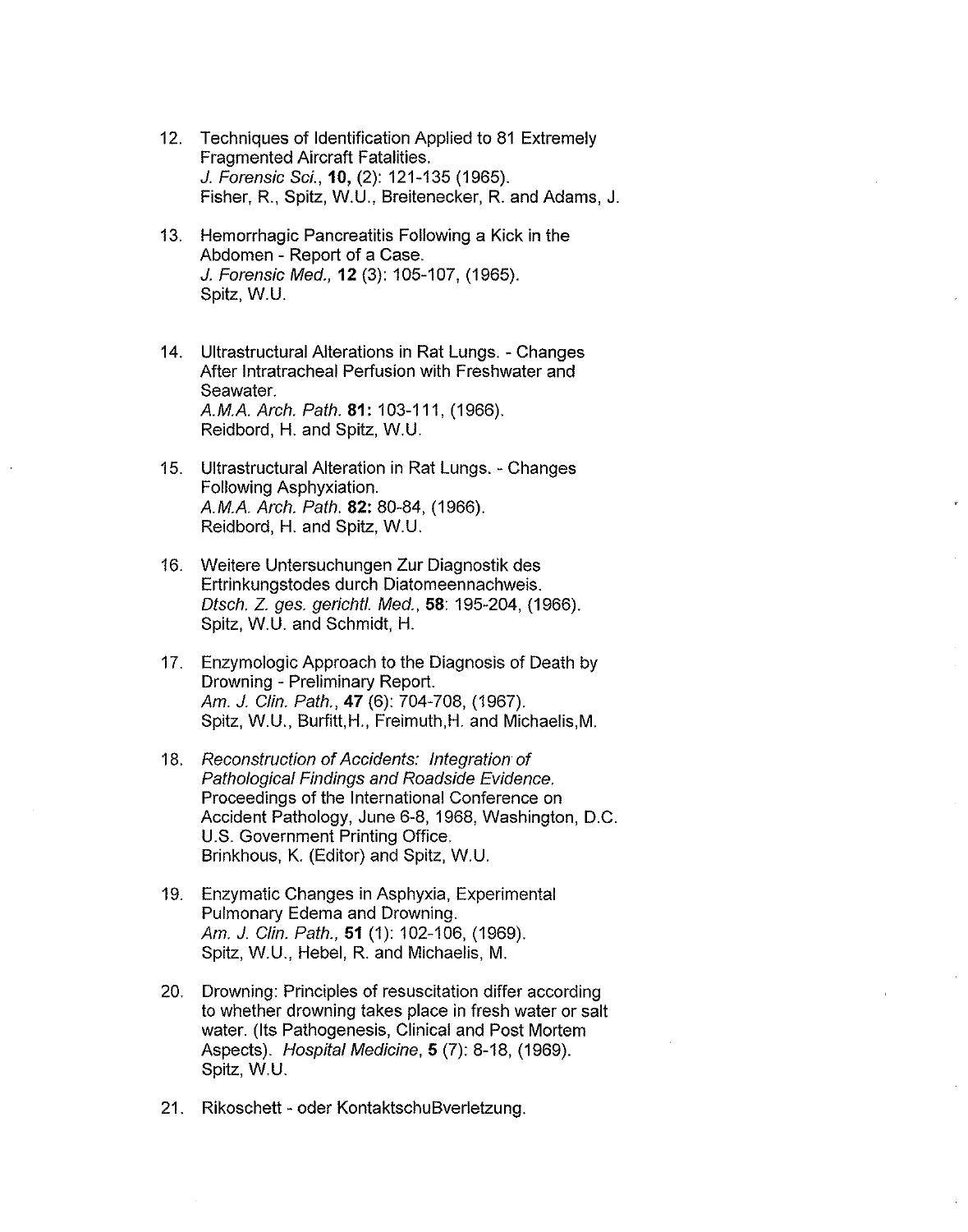12. Techniques of Identification Applied to 81 Extremely Fragmented Aircraft Fatalities.
    *J. Forensic Sci.*, **10,** (2): 121-135 (1965).
    Fisher, R., Spitz, W.U., Breitenecker, R. and Adams, J.

13. Hemorrhagic Pancreatitis Following a Kick in the Abdomen - Report of a Case.
    *J. Forensic Med.,* **12** (3): 105-107, (1965).
    Spitz, W.U.

14. Ultrastructural Alterations in Rat Lungs. - Changes After Intratracheal Perfusion with Freshwater and Seawater.
    *A.M.A. Arch. Path.* **81:** 103-111, (1966).
    Reidbord, H. and Spitz, W.U.

15. Ultrastructural Alteration in Rat Lungs. - Changes Following Asphyxiation.
    *A.M.A. Arch. Path.* **82:** 80-84, (1966).
    Reidbord, H. and Spitz, W.U.

16. Weitere Untersuchungen Zur Diagnostik des Ertrinkungstodes durch Diatomeennachweis.
    *Dtsch. Z. ges. gerichtl. Med.*, **58**: 195-204, (1966).
    Spitz, W.U. and Schmidt, H.

17. Enzymologic Approach to the Diagnosis of Death by Drowning - Preliminary Report.
    *Am. J. Clin. Path.*, **47** (6): 704-708, (1967).
    Spitz, W.U., Burfitt,H., Freimuth,H. and Michaelis,M.

18. *Reconstruction of Accidents: Integration of Pathological Findings and Roadside Evidence.*
    Proceedings of the International Conference on Accident Pathology, June 6-8, 1968, Washington, D.C. U.S. Government Printing Office.
    Brinkhous, K. (Editor) and Spitz, W.U.

19. Enzymatic Changes in Asphyxia, Experimental Pulmonary Edema and Drowning.
    *Am. J. Clin. Path.,* **51** (1): 102-106, (1969).
    Spitz, W.U., Hebel, R. and Michaelis, M.

20. Drowning: Principles of resuscitation differ according to whether drowning takes place in fresh water or salt water. (Its Pathogenesis, Clinical and Post Mortem Aspects). *Hospital Medicine*, **5** (7): 8-18, (1969).
    Spitz, W.U.

21. Rikoschett - oder KontaktschuBverletzung.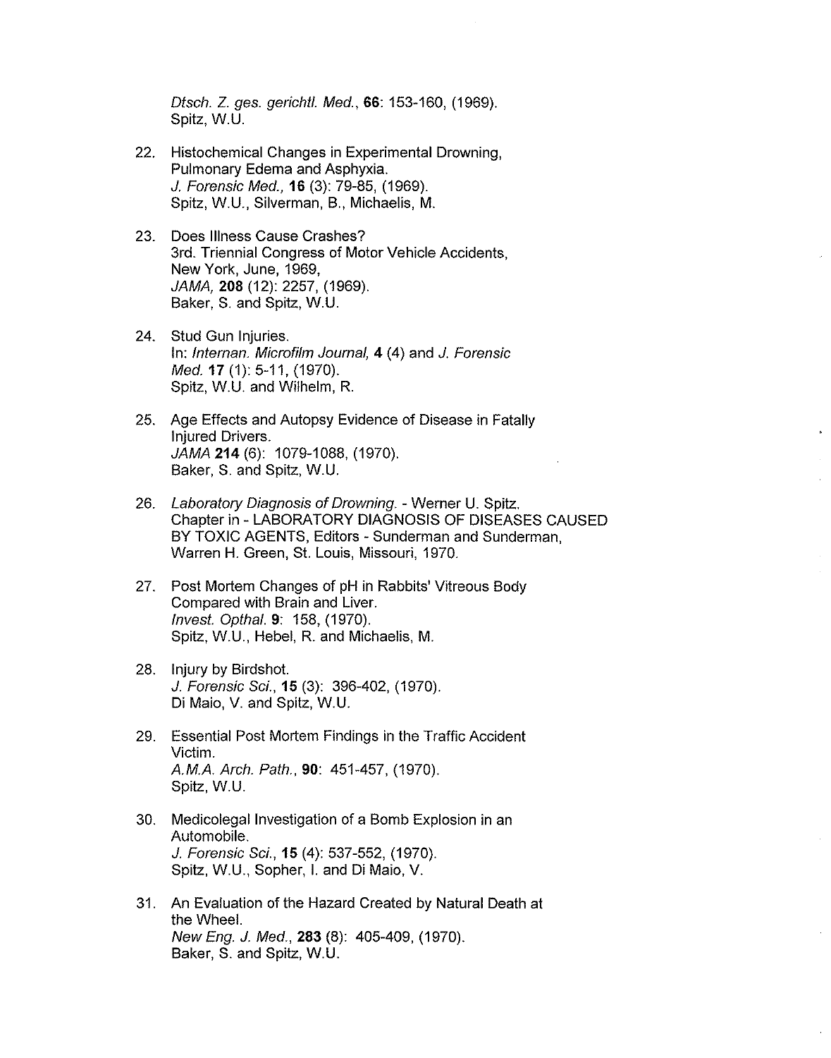*Dtsch. Z. ges. gerichtl. Med.*, **66**: 153-160, (1969).
Spitz, W.U.

22. Histochemical Changes in Experimental Drowning, Pulmonary Edema and Asphyxia.
    *J. Forensic Med.*, **16** (3): 79-85, (1969).
    Spitz, W.U., Silverman, B., Michaelis, M.

23. Does Illness Cause Crashes?
    3rd. Triennial Congress of Motor Vehicle Accidents, New York, June, 1969,
    *JAMA*, **208** (12): 2257, (1969).
    Baker, S. and Spitz, W.U.

24. Stud Gun Injuries.
    In: *Internan. Microfilm Journal*, **4** (4) and *J. Forensic Med.* **17** (1): 5-11, (1970).
    Spitz, W.U. and Wilhelm, R.

25. Age Effects and Autopsy Evidence of Disease in Fatally Injured Drivers.
    *JAMA* **214** (6): 1079-1088, (1970).
    Baker, S. and Spitz, W.U.

26. *Laboratory Diagnosis of Drowning*. - Werner U. Spitz.
    Chapter in - LABORATORY DIAGNOSIS OF DISEASES CAUSED BY TOXIC AGENTS, Editors - Sunderman and Sunderman, Warren H. Green, St. Louis, Missouri, 1970.

27. Post Mortem Changes of pH in Rabbits' Vitreous Body Compared with Brain and Liver.
    *Invest. Opthal.* **9**: 158, (1970).
    Spitz, W.U., Hebel, R. and Michaelis, M.

28. Injury by Birdshot.
    *J. Forensic Sci.*, **15** (3): 396-402, (1970).
    Di Maio, V. and Spitz, W.U.

29. Essential Post Mortem Findings in the Traffic Accident Victim.
    *A.M.A. Arch. Path.*, **90**: 451-457, (1970).
    Spitz, W.U.

30. Medicolegal Investigation of a Bomb Explosion in an Automobile.
    *J. Forensic Sci.*, **15** (4): 537-552, (1970).
    Spitz, W.U., Sopher, I. and Di Maio, V.

31. An Evaluation of the Hazard Created by Natural Death at the Wheel.
    *New Eng. J. Med.*, **283** (8): 405-409, (1970).
    Baker, S. and Spitz, W.U.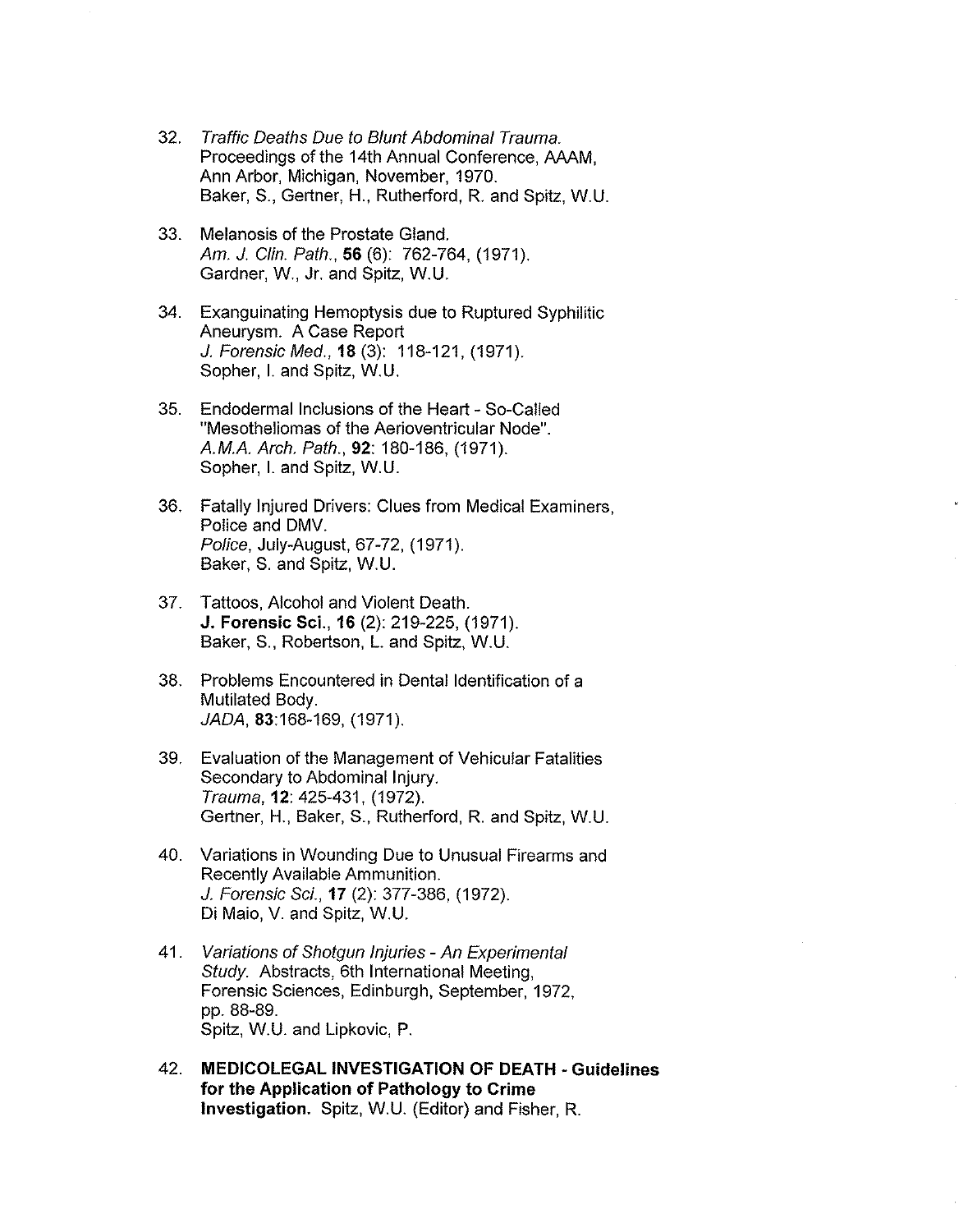32. *Traffic Deaths Due to Blunt Abdominal Trauma.* Proceedings of the 14th Annual Conference, AAAM, Ann Arbor, Michigan, November, 1970. Baker, S., Gertner, H., Rutherford, R. and Spitz, W.U.

33. Melanosis of the Prostate Gland. *Am. J. Clin. Path.*, **56** (6): 762-764, (1971). Gardner, W., Jr. and Spitz, W.U.

34. Exanguinating Hemoptysis due to Ruptured Syphilitic Aneurysm. A Case Report *J. Forensic Med.*, **18** (3): 118-121, (1971). Sopher, I. and Spitz, W.U.

35. Endodermal Inclusions of the Heart - So-Called "Mesotheliomas of the Aerioventricular Node". *A.M.A. Arch. Path.*, **92**: 180-186, (1971). Sopher, I. and Spitz, W.U.

36. Fatally Injured Drivers: Clues from Medical Examiners, Police and DMV. *Police*, July-August, 67-72, (1971). Baker, S. and Spitz, W.U.

37. Tattoos, Alcohol and Violent Death. **J. Forensic Sci.**, **16** (2): 219-225, (1971). Baker, S., Robertson, L. and Spitz, W.U.

38. Problems Encountered in Dental Identification of a Mutilated Body. *JADA*, **83**:168-169, (1971).

39. Evaluation of the Management of Vehicular Fatalities Secondary to Abdominal Injury. *Trauma*, **12**: 425-431, (1972). Gertner, H., Baker, S., Rutherford, R. and Spitz, W.U.

40. Variations in Wounding Due to Unusual Firearms and Recently Available Ammunition. *J. Forensic Sci.*, **17** (2): 377-386, (1972). Di Maio, V. and Spitz, W.U.

41. *Variations of Shotgun Injuries - An Experimental Study.* Abstracts, 6th International Meeting, Forensic Sciences, Edinburgh, September, 1972, pp. 88-89. Spitz, W.U. and Lipkovic, P.

42. **MEDICOLEGAL INVESTIGATION OF DEATH - Guidelines for the Application of Pathology to Crime Investigation.** Spitz, W.U. (Editor) and Fisher, R.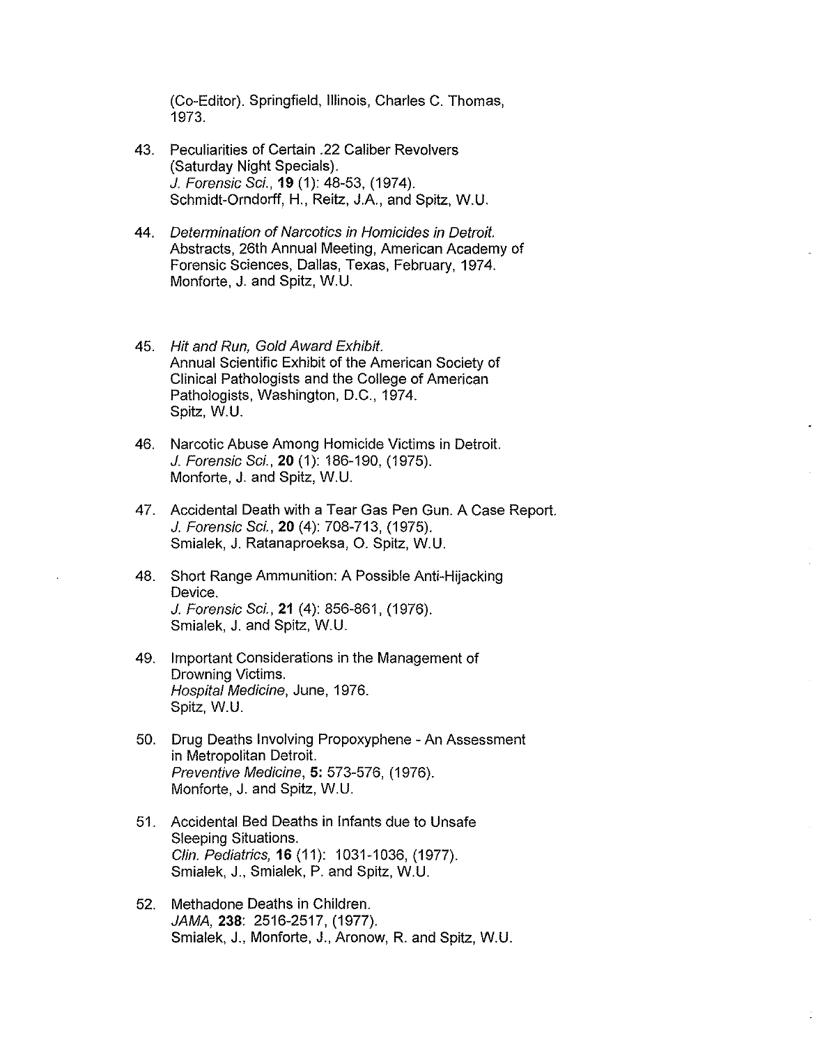(Co-Editor). Springfield, Illinois, Charles C. Thomas, 1973.

43. Peculiarities of Certain .22 Caliber Revolvers (Saturday Night Specials).
    *J. Forensic Sci.*, **19** (1): 48-53, (1974).
    Schmidt-Orndorff, H., Reitz, J.A., and Spitz, W.U.

44. *Determination of Narcotics in Homicides in Detroit.*
    Abstracts, 26th Annual Meeting, American Academy of Forensic Sciences, Dallas, Texas, February, 1974.
    Monforte, J. and Spitz, W.U.

45. *Hit and Run, Gold Award Exhibit.*
    Annual Scientific Exhibit of the American Society of Clinical Pathologists and the College of American Pathologists, Washington, D.C., 1974.
    Spitz, W.U.

46. Narcotic Abuse Among Homicide Victims in Detroit.
    *J. Forensic Sci.*, **20** (1): 186-190, (1975).
    Monforte, J. and Spitz, W.U.

47. Accidental Death with a Tear Gas Pen Gun. A Case Report.
    *J. Forensic Sci.*, **20** (4): 708-713, (1975).
    Smialek, J. Ratanaproeksa, O. Spitz, W.U.

48. Short Range Ammunition: A Possible Anti-Hijacking Device.
    *J. Forensic Sci.*, **21** (4): 856-861, (1976).
    Smialek, J. and Spitz, W.U.

49. Important Considerations in the Management of Drowning Victims.
    *Hospital Medicine*, June, 1976.
    Spitz, W.U.

50. Drug Deaths Involving Propoxyphene - An Assessment in Metropolitan Detroit.
    *Preventive Medicine*, **5:** 573-576, (1976).
    Monforte, J. and Spitz, W.U.

51. Accidental Bed Deaths in Infants due to Unsafe Sleeping Situations.
    *Clin. Pediatrics*, **16** (11): 1031-1036, (1977).
    Smialek, J., Smialek, P. and Spitz, W.U.

52. Methadone Deaths in Children.
    *JAMA*, **238**: 2516-2517, (1977).
    Smialek, J., Monforte, J., Aronow, R. and Spitz, W.U.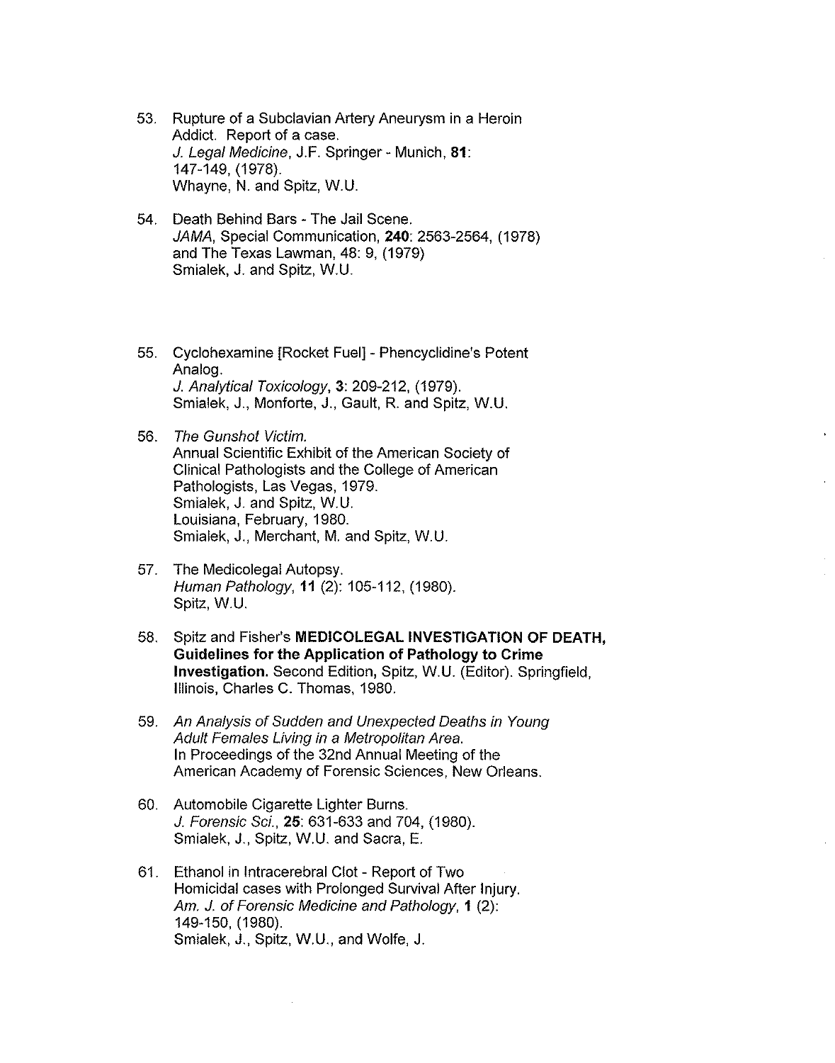53. Rupture of a Subclavian Artery Aneurysm in a Heroin Addict. Report of a case.
    *J. Legal Medicine*, J.F. Springer - Munich, **81**: 147-149, (1978).
    Whayne, N. and Spitz, W.U.

54. Death Behind Bars - The Jail Scene.
    *JAMA*, Special Communication, **240**: 2563-2564, (1978) and The Texas Lawman, 48: 9, (1979)
    Smialek, J. and Spitz, W.U.

55. Cyclohexamine [Rocket Fuel] - Phencyclidine's Potent Analog.
    *J. Analytical Toxicology*, **3**: 209-212, (1979).
    Smialek, J., Monforte, J., Gault, R. and Spitz, W.U.

56. *The Gunshot Victim.*
    Annual Scientific Exhibit of the American Society of Clinical Pathologists and the College of American Pathologists, Las Vegas, 1979.
    Smialek, J. and Spitz, W.U.
    Louisiana, February, 1980.
    Smialek, J., Merchant, M. and Spitz, W.U.

57. The Medicolegal Autopsy.
    *Human Pathology*, **11** (2): 105-112, (1980).
    Spitz, W.U.

58. Spitz and Fisher's **MEDICOLEGAL INVESTIGATION OF DEATH, Guidelines for the Application of Pathology to Crime Investigation.** Second Edition, Spitz, W.U. (Editor). Springfield, Illinois, Charles C. Thomas, 1980.

59. *An Analysis of Sudden and Unexpected Deaths in Young Adult Females Living in a Metropolitan Area.*
    In Proceedings of the 32nd Annual Meeting of the American Academy of Forensic Sciences, New Orleans.

60. Automobile Cigarette Lighter Burns.
    *J. Forensic Sci.*, **25**: 631-633 and 704, (1980).
    Smialek, J., Spitz, W.U. and Sacra, E.

61. Ethanol in Intracerebral Clot - Report of Two Homicidal cases with Prolonged Survival After Injury.
    *Am. J. of Forensic Medicine and Pathology*, **1** (2): 149-150, (1980).
    Smialek, J., Spitz, W.U., and Wolfe, J.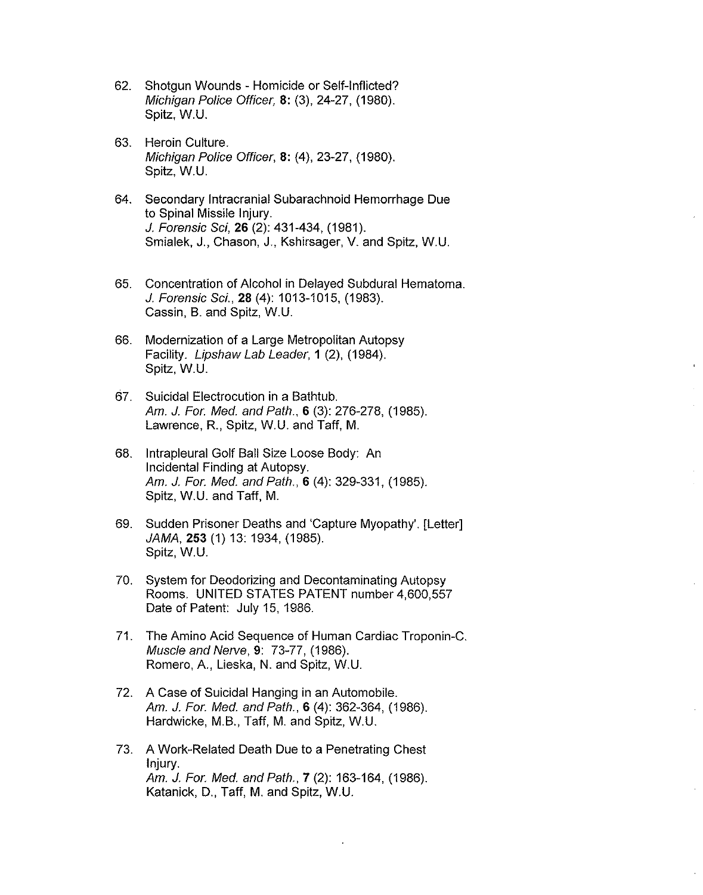62. Shotgun Wounds - Homicide or Self-Inflicted?
    *Michigan Police Officer*, **8:** (3), 24-27, (1980).
    Spitz, W.U.

63. Heroin Culture.
    *Michigan Police Officer*, **8:** (4), 23-27, (1980).
    Spitz, W.U.

64. Secondary Intracranial Subarachnoid Hemorrhage Due to Spinal Missile Injury.
    *J. Forensic Sci*, **26** (2): 431-434, (1981).
    Smialek, J., Chason, J., Kshirsager, V. and Spitz, W.U.

65. Concentration of Alcohol in Delayed Subdural Hematoma.
    *J. Forensic Sci.*, **28** (4): 1013-1015, (1983).
    Cassin, B. and Spitz, W.U.

66. Modernization of a Large Metropolitan Autopsy Facility. *Lipshaw Lab Leader*, **1** (2), (1984).
    Spitz, W.U.

67. Suicidal Electrocution in a Bathtub.
    *Am. J. For. Med. and Path.*, **6** (3): 276-278, (1985).
    Lawrence, R., Spitz, W.U. and Taff, M.

68. Intrapleural Golf Ball Size Loose Body: An Incidental Finding at Autopsy.
    *Am. J. For. Med. and Path.*, **6** (4): 329-331, (1985).
    Spitz, W.U. and Taff, M.

69. Sudden Prisoner Deaths and 'Capture Myopathy'. [Letter]
    *JAMA*, **253** (1) 13: 1934, (1985).
    Spitz, W.U.

70. System for Deodorizing and Decontaminating Autopsy Rooms. UNITED STATES PATENT number 4,600,557 Date of Patent: July 15, 1986.

71. The Amino Acid Sequence of Human Cardiac Troponin-C.
    *Muscle and Nerve*, **9**: 73-77, (1986).
    Romero, A., Lieska, N. and Spitz, W.U.

72. A Case of Suicidal Hanging in an Automobile.
    *Am. J. For. Med. and Path.*, **6** (4): 362-364, (1986).
    Hardwicke, M.B., Taff, M. and Spitz, W.U.

73. A Work-Related Death Due to a Penetrating Chest Injury.
    *Am. J. For. Med. and Path.*, **7** (2): 163-164, (1986).
    Katanick, D., Taff, M. and Spitz, W.U.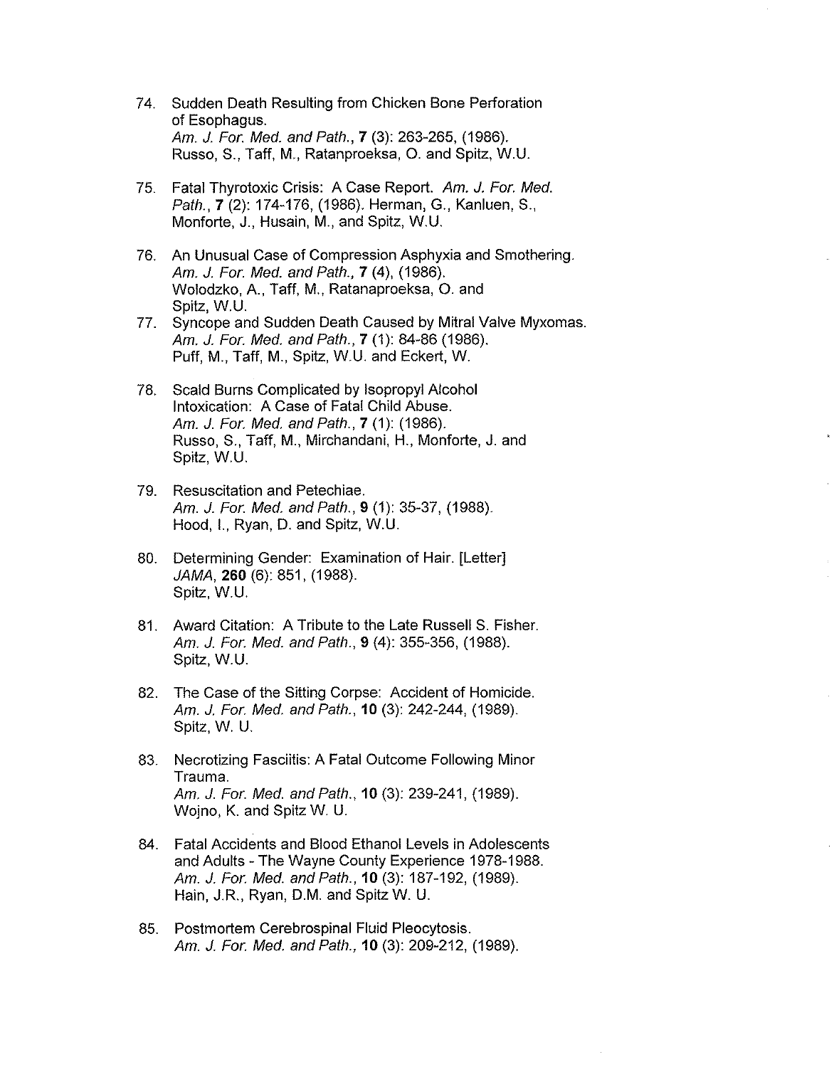74. Sudden Death Resulting from Chicken Bone Perforation of Esophagus.
    *Am. J. For. Med. and Path.*, **7** (3): 263-265, (1986).
    Russo, S., Taff, M., Ratanproeksa, O. and Spitz, W.U.

75. Fatal Thyrotoxic Crisis: A Case Report. *Am. J. For. Med. Path.*, **7** (2): 174-176, (1986). Herman, G., Kanluen, S., Monforte, J., Husain, M., and Spitz, W.U.

76. An Unusual Case of Compression Asphyxia and Smothering.
    *Am. J. For. Med. and Path.*, **7** (4), (1986).
    Wolodzko, A., Taff, M., Ratanaproeksa, O. and Spitz, W.U.

77. Syncope and Sudden Death Caused by Mitral Valve Myxomas.
    *Am. J. For. Med. and Path.*, **7** (1): 84-86 (1986).
    Puff, M., Taff, M., Spitz, W.U. and Eckert, W.

78. Scald Burns Complicated by Isopropyl Alcohol Intoxication: A Case of Fatal Child Abuse.
    *Am. J. For. Med. and Path.*, **7** (1): (1986).
    Russo, S., Taff, M., Mirchandani, H., Monforte, J. and Spitz, W.U.

79. Resuscitation and Petechiae.
    *Am. J. For. Med. and Path.*, **9** (1): 35-37, (1988).
    Hood, I., Ryan, D. and Spitz, W.U.

80. Determining Gender: Examination of Hair. [Letter]
    *JAMA*, **260** (6): 851, (1988).
    Spitz, W.U.

81. Award Citation: A Tribute to the Late Russell S. Fisher.
    *Am. J. For. Med. and Path.*, **9** (4): 355-356, (1988).
    Spitz, W.U.

82. The Case of the Sitting Corpse: Accident of Homicide.
    *Am. J. For. Med. and Path.*, **10** (3): 242-244, (1989).
    Spitz, W. U.

83. Necrotizing Fasciitis: A Fatal Outcome Following Minor Trauma.
    *Am. J. For. Med. and Path.*, **10** (3): 239-241, (1989).
    Wojno, K. and Spitz W. U.

84. Fatal Accidents and Blood Ethanol Levels in Adolescents and Adults - The Wayne County Experience 1978-1988.
    *Am. J. For. Med. and Path.*, **10** (3): 187-192, (1989).
    Hain, J.R., Ryan, D.M. and Spitz W. U.

85. Postmortem Cerebrospinal Fluid Pleocytosis.
    *Am. J. For. Med. and Path.*, **10** (3): 209-212, (1989).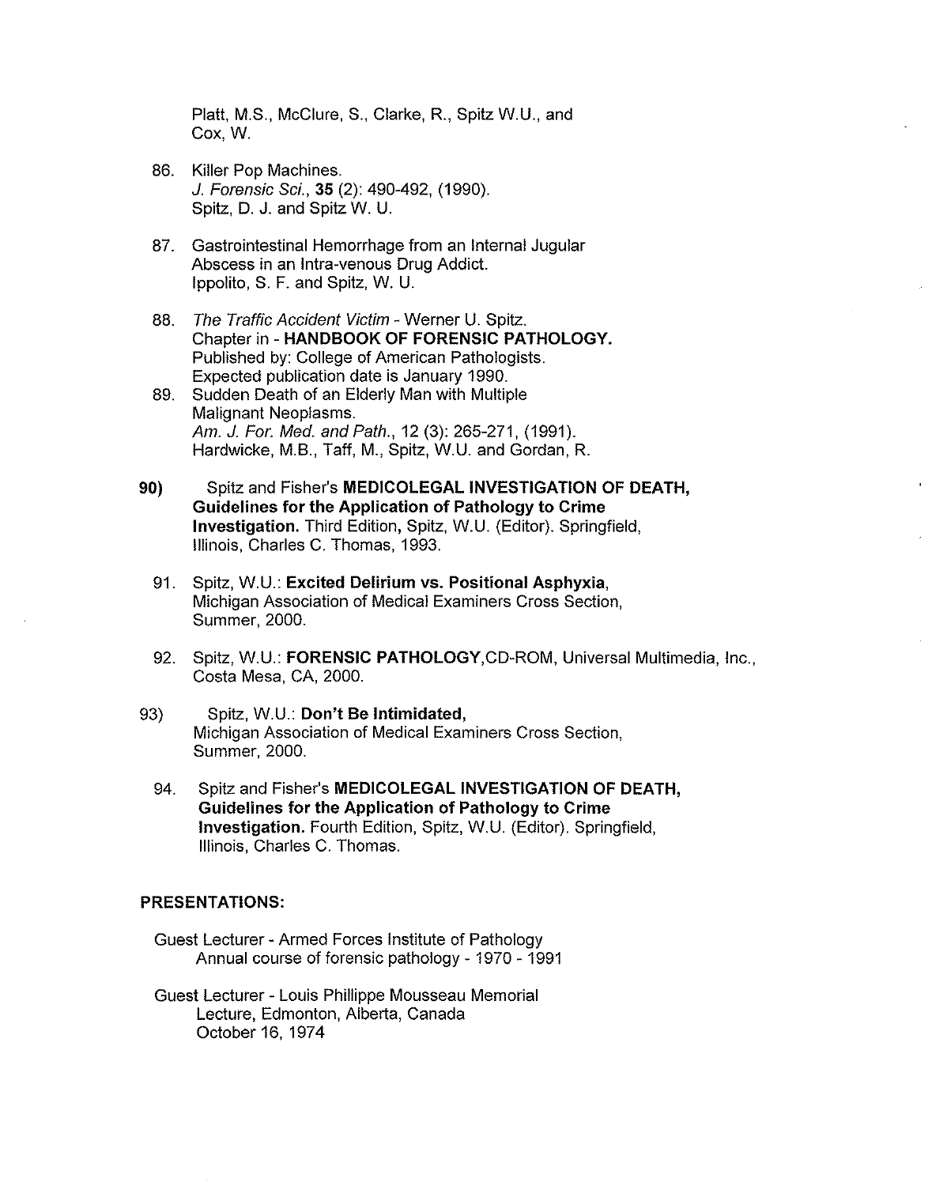Platt, M.S., McClure, S., Clarke, R., Spitz W.U., and Cox, W.

86. Killer Pop Machines.
    *J. Forensic Sci.*, **35** (2): 490-492, (1990).
    Spitz, D. J. and Spitz W. U.

87. Gastrointestinal Hemorrhage from an Internal Jugular Abscess in an Intra-venous Drug Addict.
    Ippolito, S. F. and Spitz, W. U.

88. *The Traffic Accident Victim* - Werner U. Spitz.
    Chapter in - **HANDBOOK OF FORENSIC PATHOLOGY.**
    Published by: College of American Pathologists.
    Expected publication date is January 1990.

89. Sudden Death of an Elderly Man with Multiple Malignant Neoplasms.
    *Am. J. For. Med. and Path.*, 12 (3): 265-271, (1991).
    Hardwicke, M.B., Taff, M., Spitz, W.U. and Gordan, R.

**90)** Spitz and Fisher's **MEDICOLEGAL INVESTIGATION OF DEATH, Guidelines for the Application of Pathology to Crime Investigation.** Third Edition, Spitz, W.U. (Editor). Springfield, Illinois, Charles C. Thomas, 1993.

91. Spitz, W.U.: **Excited Delirium vs. Positional Asphyxia**, Michigan Association of Medical Examiners Cross Section, Summer, 2000.

92. Spitz, W.U.: **FORENSIC PATHOLOGY**, CD-ROM, Universal Multimedia, Inc., Costa Mesa, CA, 2000.

93) Spitz, W.U.: **Don't Be Intimidated,** Michigan Association of Medical Examiners Cross Section, Summer, 2000.

94. Spitz and Fisher's **MEDICOLEGAL INVESTIGATION OF DEATH, Guidelines for the Application of Pathology to Crime Investigation.** Fourth Edition, Spitz, W.U. (Editor). Springfield, Illinois, Charles C. Thomas.

## PRESENTATIONS:

Guest Lecturer - Armed Forces Institute of Pathology
Annual course of forensic pathology - 1970 - 1991

Guest Lecturer - Louis Phillippe Mousseau Memorial Lecture, Edmonton, Alberta, Canada
October 16, 1974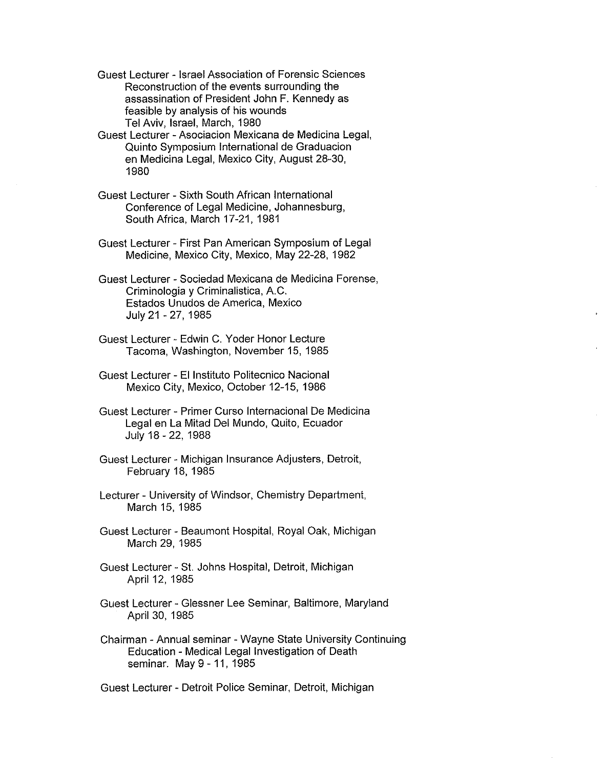Guest Lecturer - Israel Association of Forensic Sciences
Reconstruction of the events surrounding the assassination of President John F. Kennedy as feasible by analysis of his wounds
Tel Aviv, Israel, March, 1980

Guest Lecturer - Asociacion Mexicana de Medicina Legal, Quinto Symposium International de Graduacion en Medicina Legal, Mexico City, August 28-30, 1980

Guest Lecturer - Sixth South African International Conference of Legal Medicine, Johannesburg, South Africa, March 17-21, 1981

Guest Lecturer - First Pan American Symposium of Legal Medicine, Mexico City, Mexico, May 22-28, 1982

Guest Lecturer - Sociedad Mexicana de Medicina Forense, Criminologia y Criminalistica, A.C.
Estados Unudos de America, Mexico
July 21 - 27, 1985

Guest Lecturer - Edwin C. Yoder Honor Lecture
Tacoma, Washington, November 15, 1985

Guest Lecturer - El Instituto Politecnico Nacional
Mexico City, Mexico, October 12-15, 1986

Guest Lecturer - Primer Curso Internacional De Medicina Legal en La Mitad Del Mundo, Quito, Ecuador
July 18 - 22, 1988

Guest Lecturer - Michigan Insurance Adjusters, Detroit, February 18, 1985

Lecturer - University of Windsor, Chemistry Department, March 15, 1985

Guest Lecturer - Beaumont Hospital, Royal Oak, Michigan
March 29, 1985

Guest Lecturer - St. Johns Hospital, Detroit, Michigan
April 12, 1985

Guest Lecturer - Glessner Lee Seminar, Baltimore, Maryland
April 30, 1985

Chairman - Annual seminar - Wayne State University Continuing Education - Medical Legal Investigation of Death seminar. May 9 - 11, 1985

Guest Lecturer - Detroit Police Seminar, Detroit, Michigan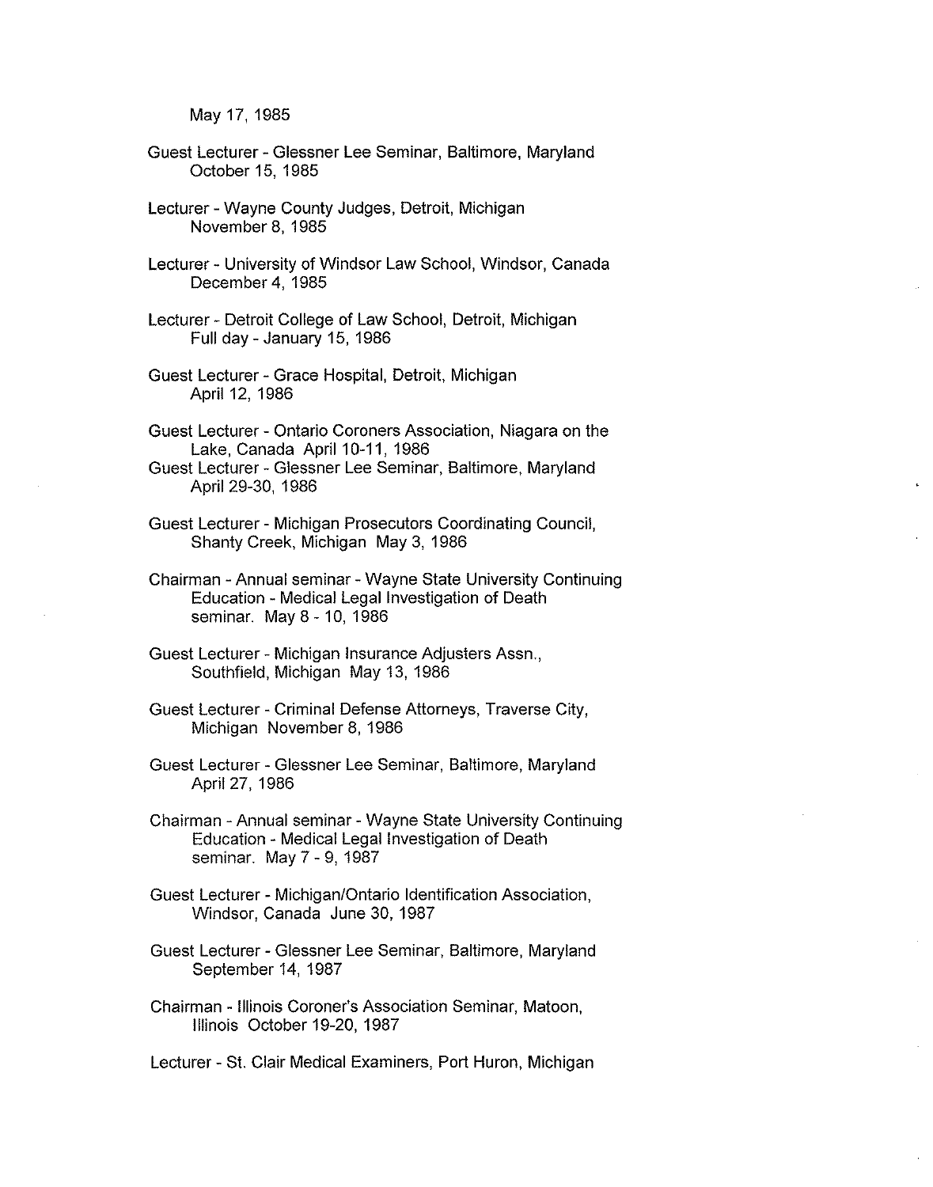May 17, 1985

Guest Lecturer - Glessner Lee Seminar, Baltimore, Maryland
October 15, 1985

Lecturer - Wayne County Judges, Detroit, Michigan
November 8, 1985

Lecturer - University of Windsor Law School, Windsor, Canada
December 4, 1985

Lecturer - Detroit College of Law School, Detroit, Michigan
Full day - January 15, 1986

Guest Lecturer - Grace Hospital, Detroit, Michigan
April 12, 1986

Guest Lecturer - Ontario Coroners Association, Niagara on the Lake, Canada April 10-11, 1986

Guest Lecturer - Glessner Lee Seminar, Baltimore, Maryland
April 29-30, 1986

Guest Lecturer - Michigan Prosecutors Coordinating Council, Shanty Creek, Michigan May 3, 1986

Chairman - Annual seminar - Wayne State University Continuing Education - Medical Legal Investigation of Death seminar. May 8 - 10, 1986

Guest Lecturer - Michigan Insurance Adjusters Assn., Southfield, Michigan May 13, 1986

Guest Lecturer - Criminal Defense Attorneys, Traverse City, Michigan November 8, 1986

Guest Lecturer - Glessner Lee Seminar, Baltimore, Maryland
April 27, 1986

Chairman - Annual seminar - Wayne State University Continuing Education - Medical Legal Investigation of Death seminar. May 7 - 9, 1987

Guest Lecturer - Michigan/Ontario Identification Association, Windsor, Canada June 30, 1987

Guest Lecturer - Glessner Lee Seminar, Baltimore, Maryland
September 14, 1987

Chairman - Illinois Coroner's Association Seminar, Matoon, Illinois October 19-20, 1987

Lecturer - St. Clair Medical Examiners, Port Huron, Michigan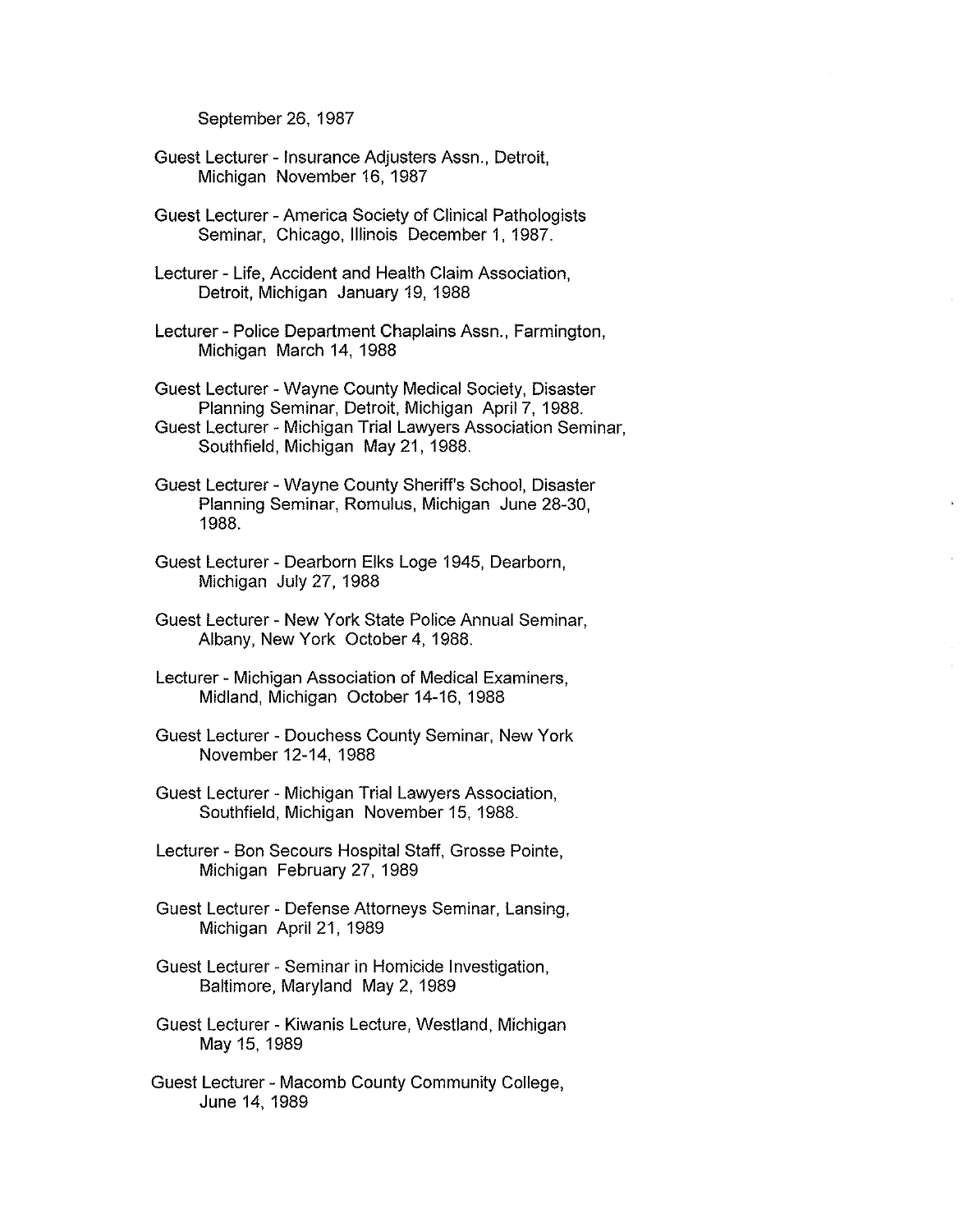September 26, 1987

Guest Lecturer - Insurance Adjusters Assn., Detroit, Michigan November 16, 1987

Guest Lecturer - America Society of Clinical Pathologists Seminar, Chicago, Illinois December 1, 1987.

Lecturer - Life, Accident and Health Claim Association, Detroit, Michigan January 19, 1988

Lecturer - Police Department Chaplains Assn., Farmington, Michigan March 14, 1988

Guest Lecturer - Wayne County Medical Society, Disaster Planning Seminar, Detroit, Michigan April 7, 1988.

Guest Lecturer - Michigan Trial Lawyers Association Seminar, Southfield, Michigan May 21, 1988.

Guest Lecturer - Wayne County Sheriff's School, Disaster Planning Seminar, Romulus, Michigan June 28-30, 1988.

Guest Lecturer - Dearborn Elks Loge 1945, Dearborn, Michigan July 27, 1988

Guest Lecturer - New York State Police Annual Seminar, Albany, New York October 4, 1988.

Lecturer - Michigan Association of Medical Examiners, Midland, Michigan October 14-16, 1988

Guest Lecturer - Douchess County Seminar, New York November 12-14, 1988

Guest Lecturer - Michigan Trial Lawyers Association, Southfield, Michigan November 15, 1988.

Lecturer - Bon Secours Hospital Staff, Grosse Pointe, Michigan February 27, 1989

Guest Lecturer - Defense Attorneys Seminar, Lansing, Michigan April 21, 1989

Guest Lecturer - Seminar in Homicide Investigation, Baltimore, Maryland May 2, 1989

Guest Lecturer - Kiwanis Lecture, Westland, Michigan May 15, 1989

Guest Lecturer - Macomb County Community College, June 14, 1989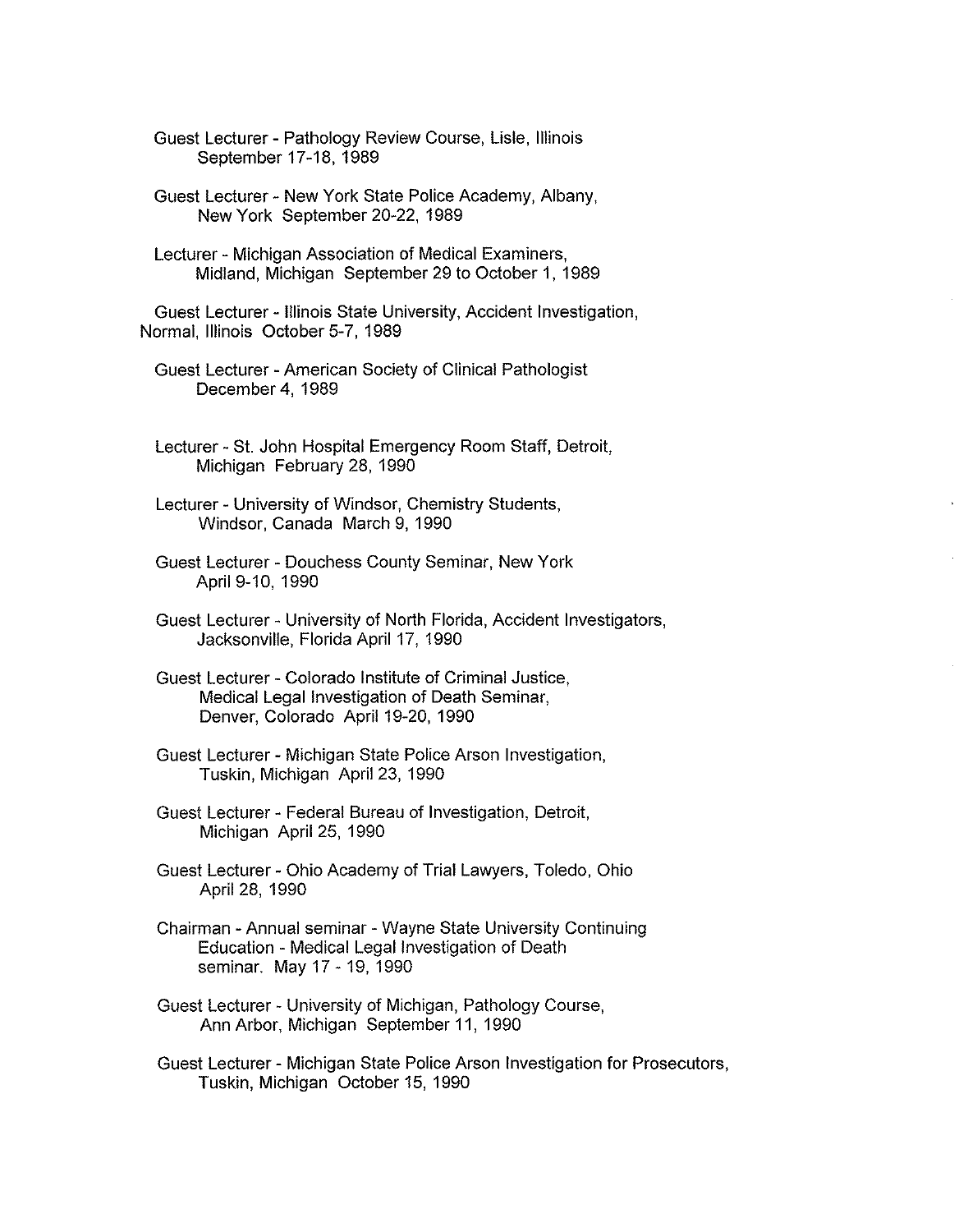Guest Lecturer - Pathology Review Course, Lisle, Illinois
September 17-18, 1989

Guest Lecturer - New York State Police Academy, Albany,
New York September 20-22, 1989

Lecturer - Michigan Association of Medical Examiners,
Midland, Michigan September 29 to October 1, 1989

Guest Lecturer - Illinois State University, Accident Investigation,
Normal, Illinois October 5-7, 1989

Guest Lecturer - American Society of Clinical Pathologist
December 4, 1989

Lecturer - St. John Hospital Emergency Room Staff, Detroit,
Michigan February 28, 1990

Lecturer - University of Windsor, Chemistry Students,
Windsor, Canada March 9, 1990

Guest Lecturer - Douchess County Seminar, New York
April 9-10, 1990

Guest Lecturer - University of North Florida, Accident Investigators,
Jacksonville, Florida April 17, 1990

Guest Lecturer - Colorado Institute of Criminal Justice,
Medical Legal Investigation of Death Seminar,
Denver, Colorado April 19-20, 1990

Guest Lecturer - Michigan State Police Arson Investigation,
Tuskin, Michigan April 23, 1990

Guest Lecturer - Federal Bureau of Investigation, Detroit,
Michigan April 25, 1990

Guest Lecturer - Ohio Academy of Trial Lawyers, Toledo, Ohio
April 28, 1990

Chairman - Annual seminar - Wayne State University Continuing
Education - Medical Legal Investigation of Death
seminar. May 17 - 19, 1990

Guest Lecturer - University of Michigan, Pathology Course,
Ann Arbor, Michigan September 11, 1990

Guest Lecturer - Michigan State Police Arson Investigation for Prosecutors,
Tuskin, Michigan October 15, 1990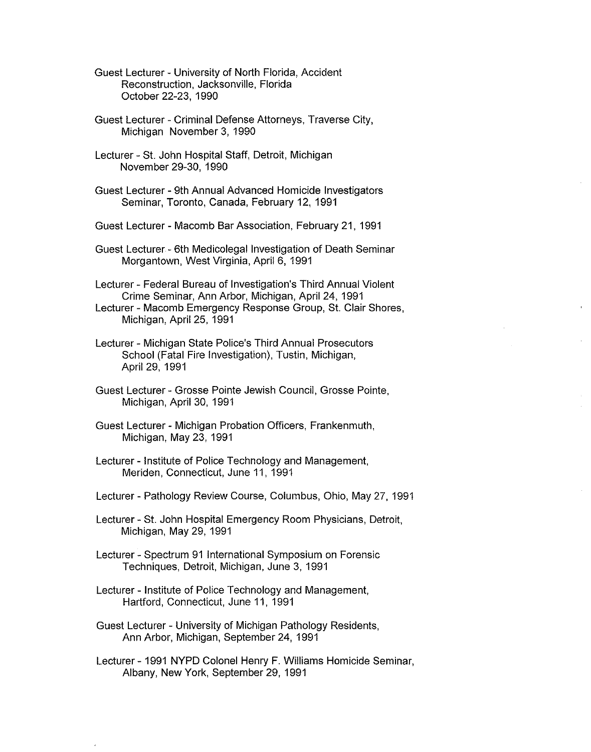Guest Lecturer - University of North Florida, Accident Reconstruction, Jacksonville, Florida October 22-23, 1990

Guest Lecturer - Criminal Defense Attorneys, Traverse City, Michigan November 3, 1990

Lecturer - St. John Hospital Staff, Detroit, Michigan November 29-30, 1990

Guest Lecturer - 9th Annual Advanced Homicide Investigators Seminar, Toronto, Canada, February 12, 1991

Guest Lecturer - Macomb Bar Association, February 21, 1991

Guest Lecturer - 6th Medicolegal Investigation of Death Seminar Morgantown, West Virginia, April 6, 1991

Lecturer - Federal Bureau of Investigation's Third Annual Violent Crime Seminar, Ann Arbor, Michigan, April 24, 1991

Lecturer - Macomb Emergency Response Group, St. Clair Shores, Michigan, April 25, 1991

Lecturer - Michigan State Police's Third Annual Prosecutors School (Fatal Fire Investigation), Tustin, Michigan, April 29, 1991

Guest Lecturer - Grosse Pointe Jewish Council, Grosse Pointe, Michigan, April 30, 1991

Guest Lecturer - Michigan Probation Officers, Frankenmuth, Michigan, May 23, 1991

Lecturer - Institute of Police Technology and Management, Meriden, Connecticut, June 11, 1991

Lecturer - Pathology Review Course, Columbus, Ohio, May 27, 1991

Lecturer - St. John Hospital Emergency Room Physicians, Detroit, Michigan, May 29, 1991

Lecturer - Spectrum 91 International Symposium on Forensic Techniques, Detroit, Michigan, June 3, 1991

Lecturer - Institute of Police Technology and Management, Hartford, Connecticut, June 11, 1991

Guest Lecturer - University of Michigan Pathology Residents, Ann Arbor, Michigan, September 24, 1991

Lecturer - 1991 NYPD Colonel Henry F. Williams Homicide Seminar, Albany, New York, September 29, 1991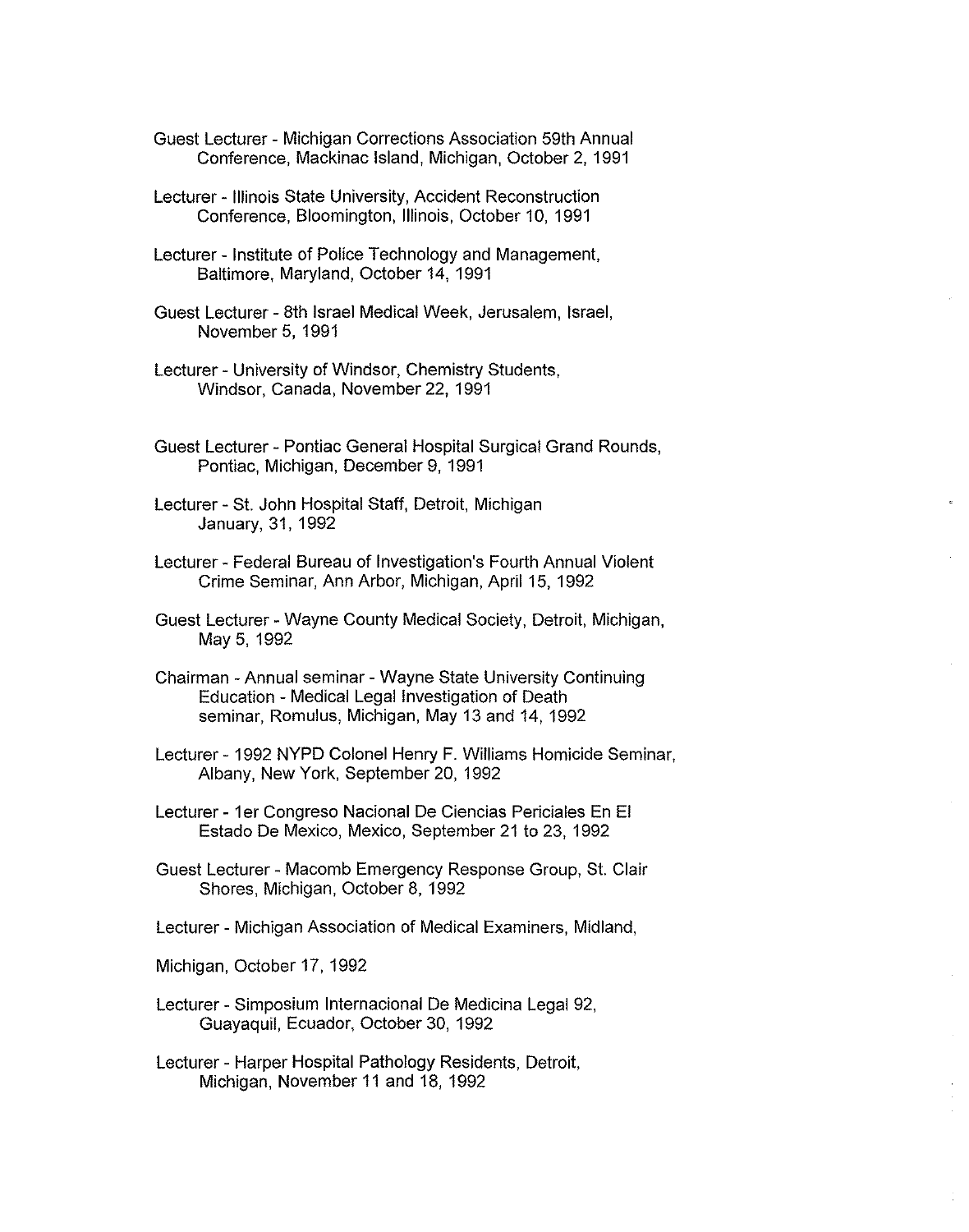Guest Lecturer - Michigan Corrections Association 59th Annual Conference, Mackinac Island, Michigan, October 2, 1991

Lecturer - Illinois State University, Accident Reconstruction Conference, Bloomington, Illinois, October 10, 1991

Lecturer - Institute of Police Technology and Management, Baltimore, Maryland, October 14, 1991

Guest Lecturer - 8th Israel Medical Week, Jerusalem, Israel, November 5, 1991

Lecturer - University of Windsor, Chemistry Students, Windsor, Canada, November 22, 1991

Guest Lecturer - Pontiac General Hospital Surgical Grand Rounds, Pontiac, Michigan, December 9, 1991

Lecturer - St. John Hospital Staff, Detroit, Michigan January, 31, 1992

Lecturer - Federal Bureau of Investigation's Fourth Annual Violent Crime Seminar, Ann Arbor, Michigan, April 15, 1992

Guest Lecturer - Wayne County Medical Society, Detroit, Michigan, May 5, 1992

Chairman - Annual seminar - Wayne State University Continuing Education - Medical Legal Investigation of Death seminar, Romulus, Michigan, May 13 and 14, 1992

Lecturer - 1992 NYPD Colonel Henry F. Williams Homicide Seminar, Albany, New York, September 20, 1992

Lecturer - 1er Congreso Nacional De Ciencias Periciales En El Estado De Mexico, Mexico, September 21 to 23, 1992

Guest Lecturer - Macomb Emergency Response Group, St. Clair Shores, Michigan, October 8, 1992

Lecturer - Michigan Association of Medical Examiners, Midland,

Michigan, October 17, 1992

Lecturer - Simposium Internacional De Medicina Legal 92, Guayaquil, Ecuador, October 30, 1992

Lecturer - Harper Hospital Pathology Residents, Detroit, Michigan, November 11 and 18, 1992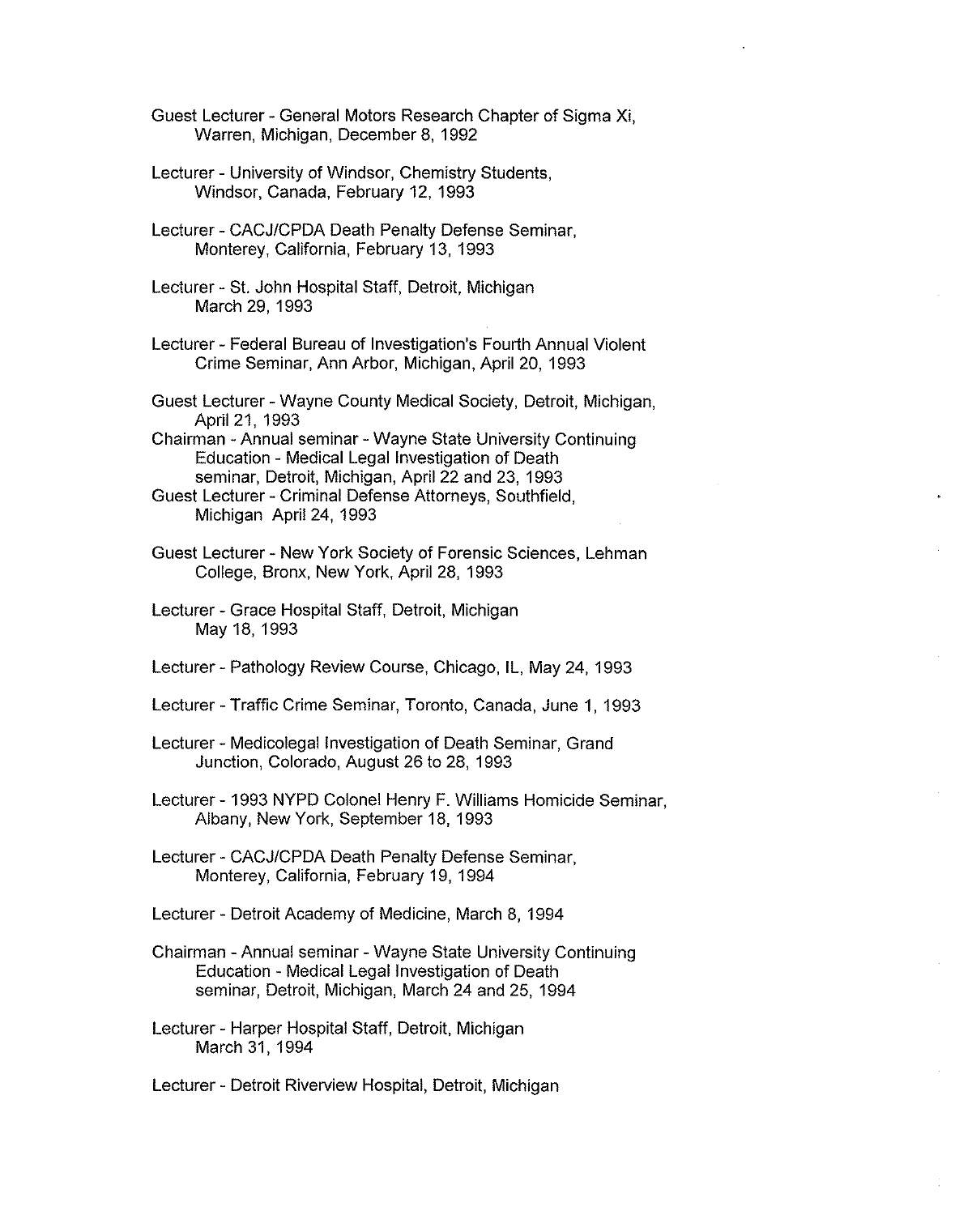Guest Lecturer - General Motors Research Chapter of Sigma Xi, Warren, Michigan, December 8, 1992

Lecturer - University of Windsor, Chemistry Students, Windsor, Canada, February 12, 1993

Lecturer - CACJ/CPDA Death Penalty Defense Seminar, Monterey, California, February 13, 1993

Lecturer - St. John Hospital Staff, Detroit, Michigan March 29, 1993

Lecturer - Federal Bureau of Investigation's Fourth Annual Violent Crime Seminar, Ann Arbor, Michigan, April 20, 1993

Guest Lecturer - Wayne County Medical Society, Detroit, Michigan, April 21, 1993

Chairman - Annual seminar - Wayne State University Continuing Education - Medical Legal Investigation of Death seminar, Detroit, Michigan, April 22 and 23, 1993

Guest Lecturer - Criminal Defense Attorneys, Southfield, Michigan April 24, 1993

Guest Lecturer - New York Society of Forensic Sciences, Lehman College, Bronx, New York, April 28, 1993

Lecturer - Grace Hospital Staff, Detroit, Michigan May 18, 1993

Lecturer - Pathology Review Course, Chicago, IL, May 24, 1993

Lecturer - Traffic Crime Seminar, Toronto, Canada, June 1, 1993

Lecturer - Medicolegal Investigation of Death Seminar, Grand Junction, Colorado, August 26 to 28, 1993

Lecturer - 1993 NYPD Colonel Henry F. Williams Homicide Seminar, Albany, New York, September 18, 1993

Lecturer - CACJ/CPDA Death Penalty Defense Seminar, Monterey, California, February 19, 1994

Lecturer - Detroit Academy of Medicine, March 8, 1994

Chairman - Annual seminar - Wayne State University Continuing Education - Medical Legal Investigation of Death seminar, Detroit, Michigan, March 24 and 25, 1994

Lecturer - Harper Hospital Staff, Detroit, Michigan March 31, 1994

Lecturer - Detroit Riverview Hospital, Detroit, Michigan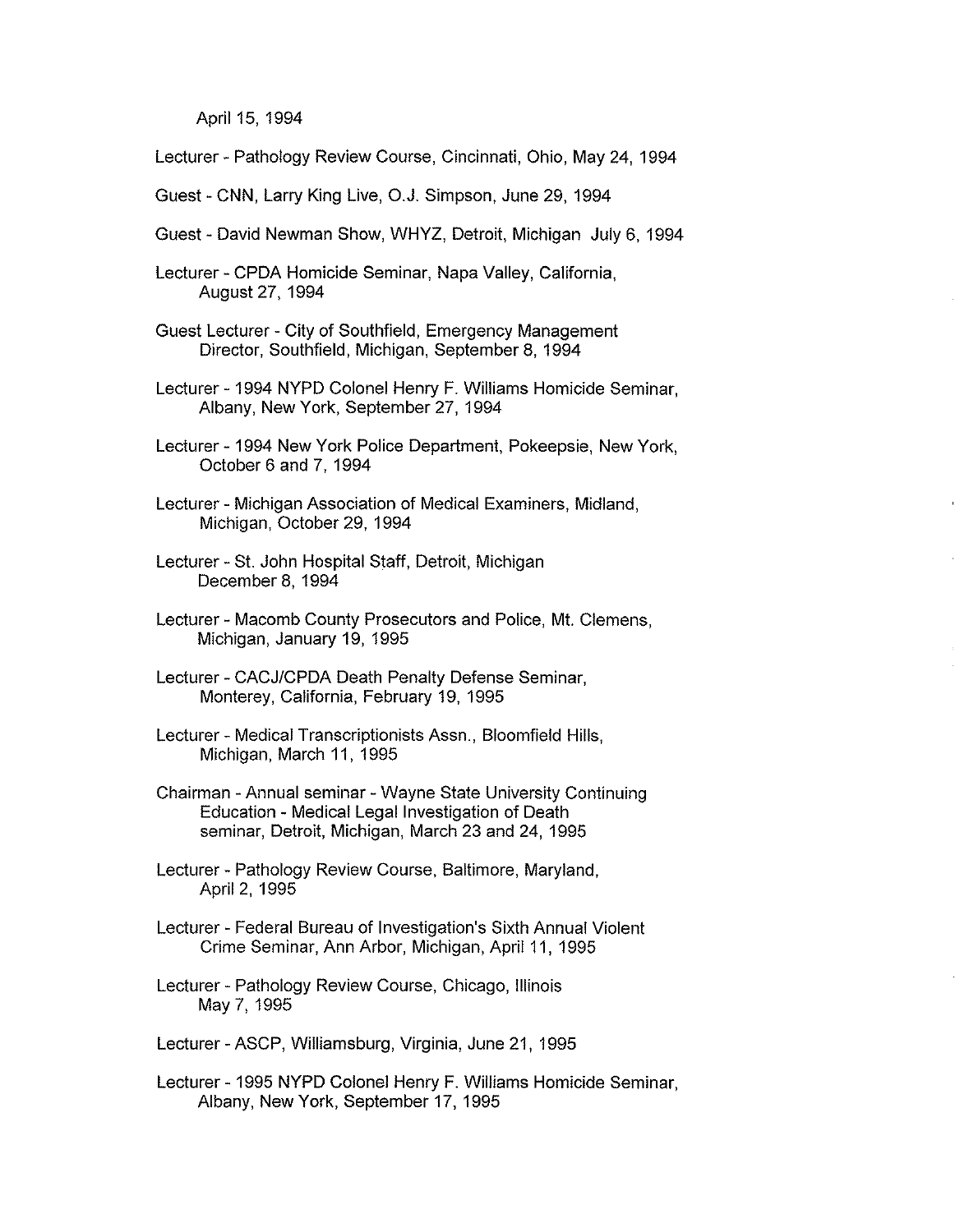April 15, 1994

Lecturer - Pathology Review Course, Cincinnati, Ohio, May 24, 1994

Guest - CNN, Larry King Live, O.J. Simpson, June 29, 1994

Guest - David Newman Show, WHYZ, Detroit, Michigan July 6, 1994

Lecturer - CPDA Homicide Seminar, Napa Valley, California, August 27, 1994

Guest Lecturer - City of Southfield, Emergency Management Director, Southfield, Michigan, September 8, 1994

Lecturer - 1994 NYPD Colonel Henry F. Williams Homicide Seminar, Albany, New York, September 27, 1994

Lecturer - 1994 New York Police Department, Pokeepsie, New York, October 6 and 7, 1994

Lecturer - Michigan Association of Medical Examiners, Midland, Michigan, October 29, 1994

Lecturer - St. John Hospital Staff, Detroit, Michigan December 8, 1994

Lecturer - Macomb County Prosecutors and Police, Mt. Clemens, Michigan, January 19, 1995

Lecturer - CACJ/CPDA Death Penalty Defense Seminar, Monterey, California, February 19, 1995

Lecturer - Medical Transcriptionists Assn., Bloomfield Hills, Michigan, March 11, 1995

Chairman - Annual seminar - Wayne State University Continuing Education - Medical Legal Investigation of Death seminar, Detroit, Michigan, March 23 and 24, 1995

Lecturer - Pathology Review Course, Baltimore, Maryland, April 2, 1995

Lecturer - Federal Bureau of Investigation's Sixth Annual Violent Crime Seminar, Ann Arbor, Michigan, April 11, 1995

Lecturer - Pathology Review Course, Chicago, Illinois May 7, 1995

Lecturer - ASCP, Williamsburg, Virginia, June 21, 1995

Lecturer - 1995 NYPD Colonel Henry F. Williams Homicide Seminar, Albany, New York, September 17, 1995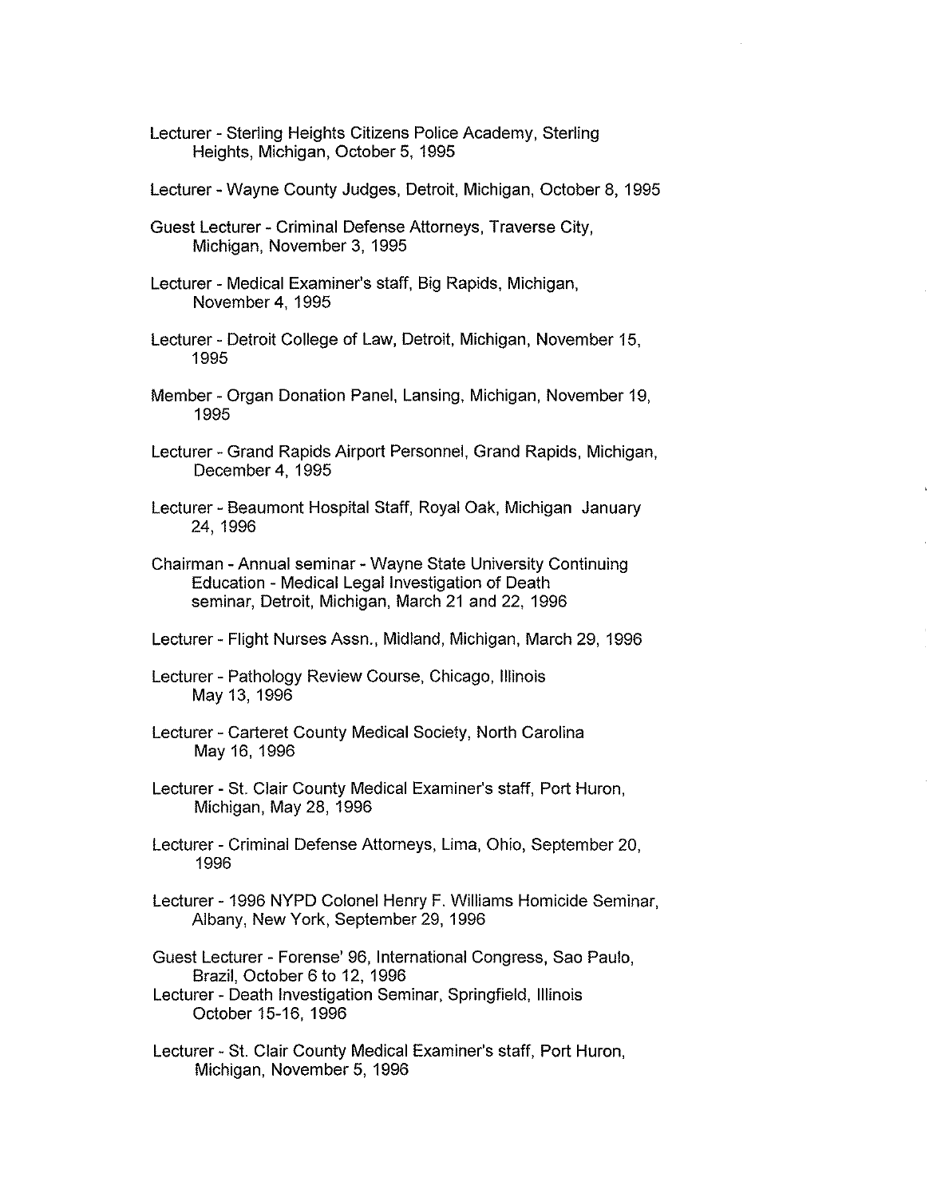Lecturer - Sterling Heights Citizens Police Academy, Sterling Heights, Michigan, October 5, 1995

Lecturer - Wayne County Judges, Detroit, Michigan, October 8, 1995

Guest Lecturer - Criminal Defense Attorneys, Traverse City, Michigan, November 3, 1995

Lecturer - Medical Examiner's staff, Big Rapids, Michigan, November 4, 1995

Lecturer - Detroit College of Law, Detroit, Michigan, November 15, 1995

Member - Organ Donation Panel, Lansing, Michigan, November 19, 1995

Lecturer - Grand Rapids Airport Personnel, Grand Rapids, Michigan, December 4, 1995

Lecturer - Beaumont Hospital Staff, Royal Oak, Michigan January 24, 1996

Chairman - Annual seminar - Wayne State University Continuing Education - Medical Legal Investigation of Death seminar, Detroit, Michigan, March 21 and 22, 1996

Lecturer - Flight Nurses Assn., Midland, Michigan, March 29, 1996

Lecturer - Pathology Review Course, Chicago, Illinois May 13, 1996

Lecturer - Carteret County Medical Society, North Carolina May 16, 1996

Lecturer - St. Clair County Medical Examiner's staff, Port Huron, Michigan, May 28, 1996

Lecturer - Criminal Defense Attorneys, Lima, Ohio, September 20, 1996

Lecturer - 1996 NYPD Colonel Henry F. Williams Homicide Seminar, Albany, New York, September 29, 1996

Guest Lecturer - Forense' 96, International Congress, Sao Paulo, Brazil, October 6 to 12, 1996

Lecturer - Death Investigation Seminar, Springfield, Illinois October 15-16, 1996

Lecturer - St. Clair County Medical Examiner's staff, Port Huron, Michigan, November 5, 1996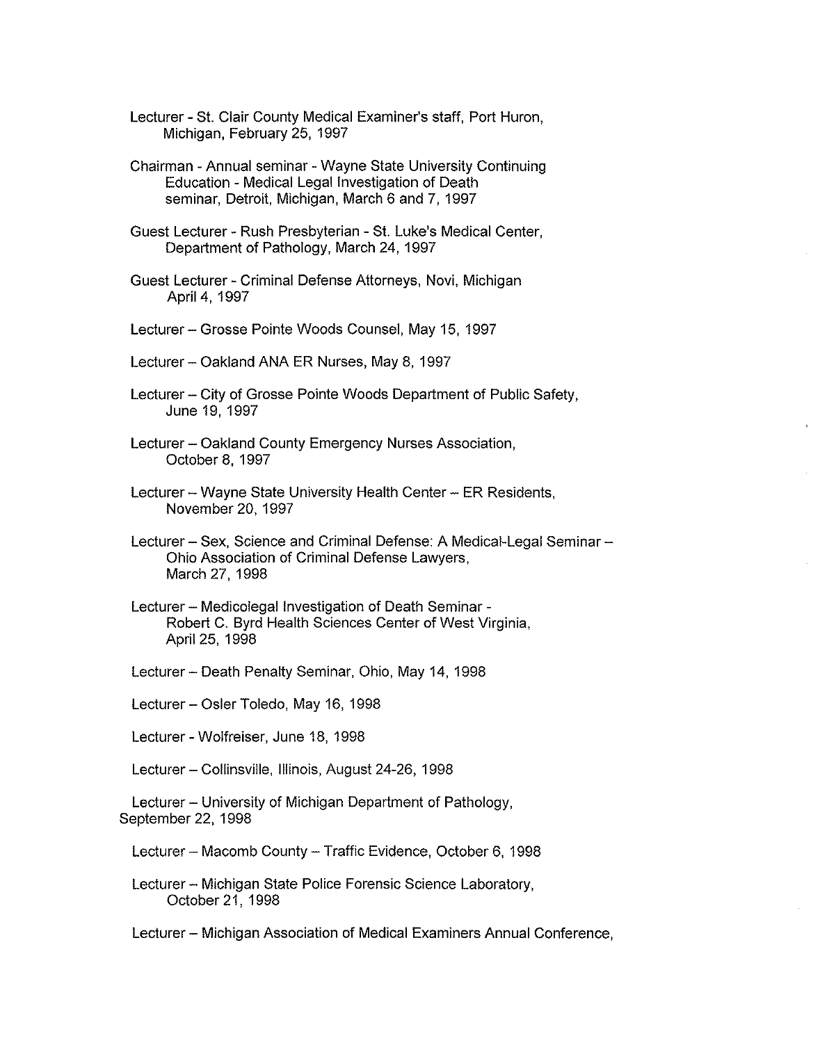Lecturer - St. Clair County Medical Examiner's staff, Port Huron, Michigan, February 25, 1997

Chairman - Annual seminar - Wayne State University Continuing Education - Medical Legal Investigation of Death seminar, Detroit, Michigan, March 6 and 7, 1997

Guest Lecturer - Rush Presbyterian - St. Luke's Medical Center, Department of Pathology, March 24, 1997

Guest Lecturer - Criminal Defense Attorneys, Novi, Michigan April 4, 1997

Lecturer – Grosse Pointe Woods Counsel, May 15, 1997

Lecturer – Oakland ANA ER Nurses, May 8, 1997

Lecturer – City of Grosse Pointe Woods Department of Public Safety, June 19, 1997

Lecturer – Oakland County Emergency Nurses Association, October 8, 1997

Lecturer – Wayne State University Health Center – ER Residents, November 20, 1997

Lecturer – Sex, Science and Criminal Defense: A Medical-Legal Seminar – Ohio Association of Criminal Defense Lawyers, March 27, 1998

Lecturer – Medicolegal Investigation of Death Seminar - Robert C. Byrd Health Sciences Center of West Virginia, April 25, 1998

Lecturer – Death Penalty Seminar, Ohio, May 14, 1998

Lecturer – Osler Toledo, May 16, 1998

Lecturer - Wolfreiser, June 18, 1998

Lecturer – Collinsville, Illinois, August 24-26, 1998

Lecturer – University of Michigan Department of Pathology, September 22, 1998

Lecturer – Macomb County – Traffic Evidence, October 6, 1998

Lecturer – Michigan State Police Forensic Science Laboratory, October 21, 1998

Lecturer – Michigan Association of Medical Examiners Annual Conference,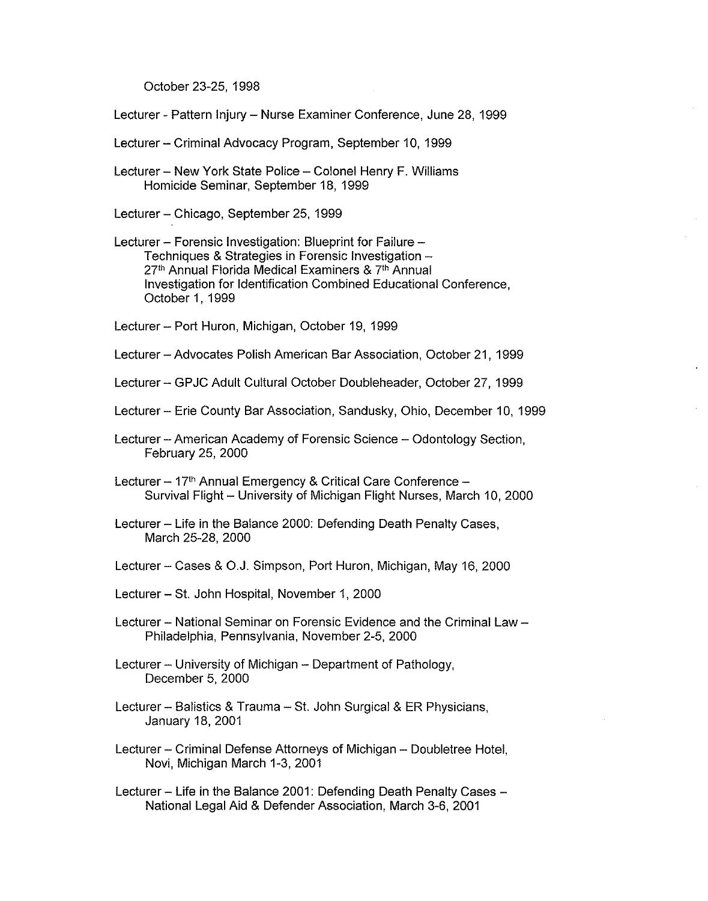October 23-25, 1998

Lecturer - Pattern Injury – Nurse Examiner Conference, June 28, 1999

Lecturer – Criminal Advocacy Program, September 10, 1999

Lecturer – New York State Police – Colonel Henry F. Williams
Homicide Seminar, September 18, 1999

Lecturer – Chicago, September 25, 1999

Lecturer – Forensic Investigation: Blueprint for Failure –
Techniques & Strategies in Forensic Investigation –
27th Annual Florida Medical Examiners & 7th Annual
Investigation for Identification Combined Educational Conference,
October 1, 1999

Lecturer – Port Huron, Michigan, October 19, 1999

Lecturer – Advocates Polish American Bar Association, October 21, 1999

Lecturer – GPJC Adult Cultural October Doubleheader, October 27, 1999

Lecturer – Erie County Bar Association, Sandusky, Ohio, December 10, 1999

Lecturer – American Academy of Forensic Science – Odontology Section,
February 25, 2000

Lecturer – 17th Annual Emergency & Critical Care Conference –
Survival Flight – University of Michigan Flight Nurses, March 10, 2000

Lecturer – Life in the Balance 2000: Defending Death Penalty Cases,
March 25-28, 2000

Lecturer – Cases & O.J. Simpson, Port Huron, Michigan, May 16, 2000

Lecturer – St. John Hospital, November 1, 2000

Lecturer – National Seminar on Forensic Evidence and the Criminal Law –
Philadelphia, Pennsylvania, November 2-5, 2000

Lecturer – University of Michigan – Department of Pathology,
December 5, 2000

Lecturer – Balistics & Trauma – St. John Surgical & ER Physicians,
January 18, 2001

Lecturer – Criminal Defense Attorneys of Michigan – Doubletree Hotel,
Novi, Michigan March 1-3, 2001

Lecturer – Life in the Balance 2001: Defending Death Penalty Cases –
National Legal Aid & Defender Association, March 3-6, 2001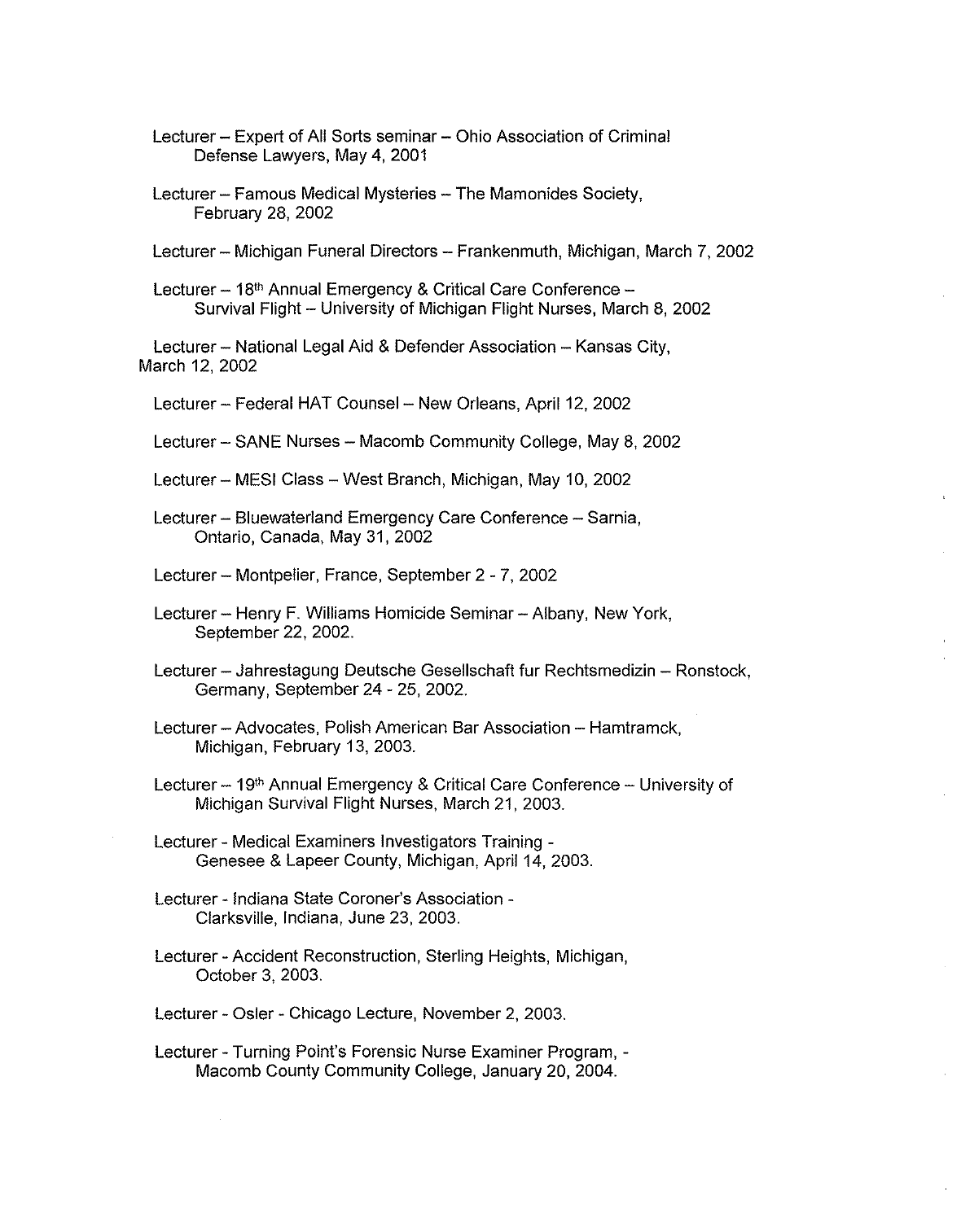Lecturer – Expert of All Sorts seminar – Ohio Association of Criminal Defense Lawyers, May 4, 2001

Lecturer – Famous Medical Mysteries – The Mamonides Society, February 28, 2002

Lecturer – Michigan Funeral Directors – Frankenmuth, Michigan, March 7, 2002

Lecturer – 18th Annual Emergency & Critical Care Conference – Survival Flight – University of Michigan Flight Nurses, March 8, 2002

Lecturer – National Legal Aid & Defender Association – Kansas City, March 12, 2002

Lecturer – Federal HAT Counsel – New Orleans, April 12, 2002

Lecturer – SANE Nurses – Macomb Community College, May 8, 2002

Lecturer – MESI Class – West Branch, Michigan, May 10, 2002

Lecturer – Bluewaterland Emergency Care Conference – Sarnia, Ontario, Canada, May 31, 2002

Lecturer – Montpelier, France, September 2 - 7, 2002

Lecturer – Henry F. Williams Homicide Seminar – Albany, New York, September 22, 2002.

Lecturer – Jahrestagung Deutsche Gesellschaft fur Rechtsmedizin – Ronstock, Germany, September 24 - 25, 2002.

Lecturer – Advocates, Polish American Bar Association – Hamtramck, Michigan, February 13, 2003.

Lecturer – 19th Annual Emergency & Critical Care Conference – University of Michigan Survival Flight Nurses, March 21, 2003.

Lecturer - Medical Examiners Investigators Training - Genesee & Lapeer County, Michigan, April 14, 2003.

Lecturer - Indiana State Coroner's Association - Clarksville, Indiana, June 23, 2003.

Lecturer - Accident Reconstruction, Sterling Heights, Michigan, October 3, 2003.

Lecturer - Osler - Chicago Lecture, November 2, 2003.

Lecturer - Turning Point's Forensic Nurse Examiner Program, - Macomb County Community College, January 20, 2004.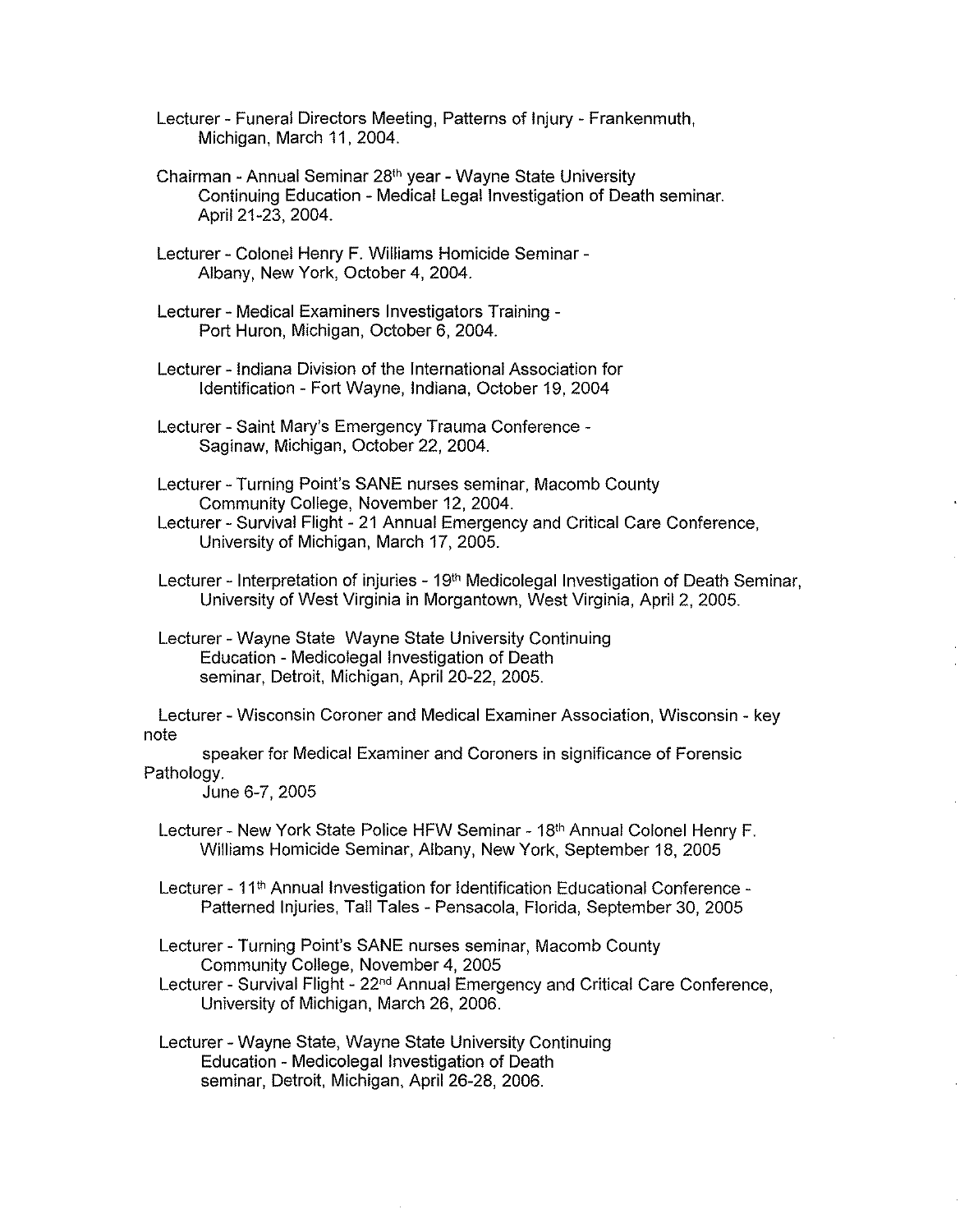Lecturer - Funeral Directors Meeting, Patterns of Injury - Frankenmuth, Michigan, March 11, 2004.

Chairman - Annual Seminar 28th year - Wayne State University Continuing Education - Medical Legal Investigation of Death seminar. April 21-23, 2004.

Lecturer - Colonel Henry F. Williams Homicide Seminar - Albany, New York, October 4, 2004.

Lecturer - Medical Examiners Investigators Training - Port Huron, Michigan, October 6, 2004.

Lecturer - Indiana Division of the International Association for Identification - Fort Wayne, Indiana, October 19, 2004

Lecturer - Saint Mary's Emergency Trauma Conference - Saginaw, Michigan, October 22, 2004.

Lecturer - Turning Point's SANE nurses seminar, Macomb County Community College, November 12, 2004.

Lecturer - Survival Flight - 21 Annual Emergency and Critical Care Conference, University of Michigan, March 17, 2005.

Lecturer - Interpretation of injuries - 19th Medicolegal Investigation of Death Seminar, University of West Virginia in Morgantown, West Virginia, April 2, 2005.

Lecturer - Wayne State Wayne State University Continuing Education - Medicolegal Investigation of Death seminar, Detroit, Michigan, April 20-22, 2005.

Lecturer - Wisconsin Coroner and Medical Examiner Association, Wisconsin - key note speaker for Medical Examiner and Coroners in significance of Forensic Pathology. June 6-7, 2005

Lecturer - New York State Police HFW Seminar - 18th Annual Colonel Henry F. Williams Homicide Seminar, Albany, New York, September 18, 2005

Lecturer - 11th Annual Investigation for Identification Educational Conference - Patterned Injuries, Tall Tales - Pensacola, Florida, September 30, 2005

Lecturer - Turning Point's SANE nurses seminar, Macomb County Community College, November 4, 2005

Lecturer - Survival Flight - 22nd Annual Emergency and Critical Care Conference, University of Michigan, March 26, 2006.

Lecturer - Wayne State, Wayne State University Continuing Education - Medicolegal Investigation of Death seminar, Detroit, Michigan, April 26-28, 2006.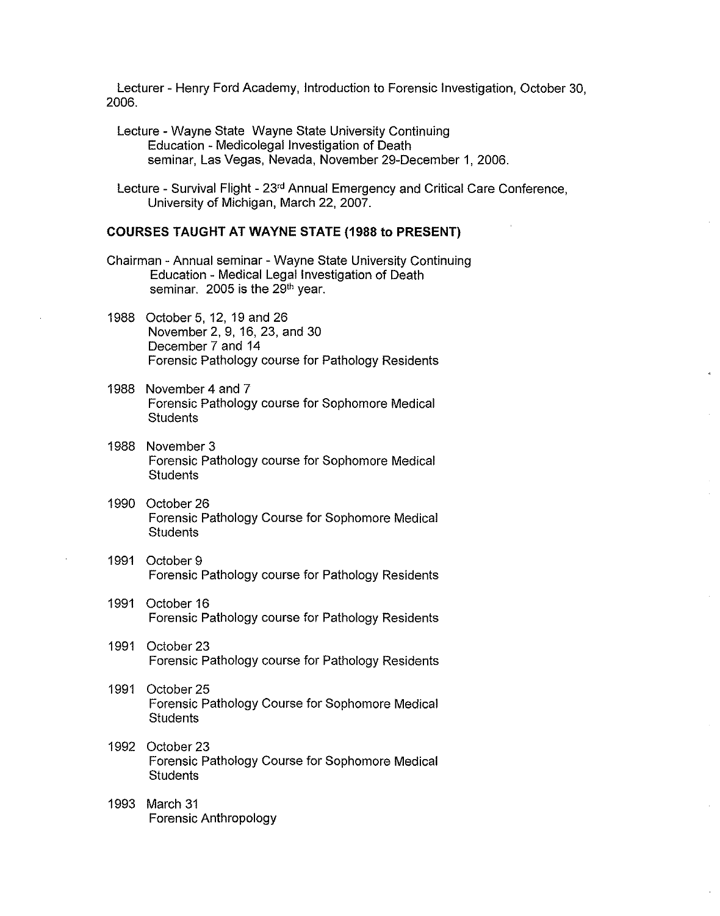Lecturer - Henry Ford Academy, Introduction to Forensic Investigation, October 30, 2006.

Lecture - Wayne State Wayne State University Continuing Education - Medicolegal Investigation of Death seminar, Las Vegas, Nevada, November 29-December 1, 2006.

Lecture - Survival Flight - 23rd Annual Emergency and Critical Care Conference, University of Michigan, March 22, 2007.

**COURSES TAUGHT AT WAYNE STATE (1988 to PRESENT)**

Chairman - Annual seminar - Wayne State University Continuing Education - Medical Legal Investigation of Death seminar. 2005 is the 29th year.

1988 October 5, 12, 19 and 26
November 2, 9, 16, 23, and 30
December 7 and 14
Forensic Pathology course for Pathology Residents

1988 November 4 and 7
Forensic Pathology course for Sophomore Medical Students

1988 November 3
Forensic Pathology course for Sophomore Medical Students

1990 October 26
Forensic Pathology Course for Sophomore Medical Students

1991 October 9
Forensic Pathology course for Pathology Residents

1991 October 16
Forensic Pathology course for Pathology Residents

1991 October 23
Forensic Pathology course for Pathology Residents

1991 October 25
Forensic Pathology Course for Sophomore Medical Students

1992 October 23
Forensic Pathology Course for Sophomore Medical Students

1993 March 31
Forensic Anthropology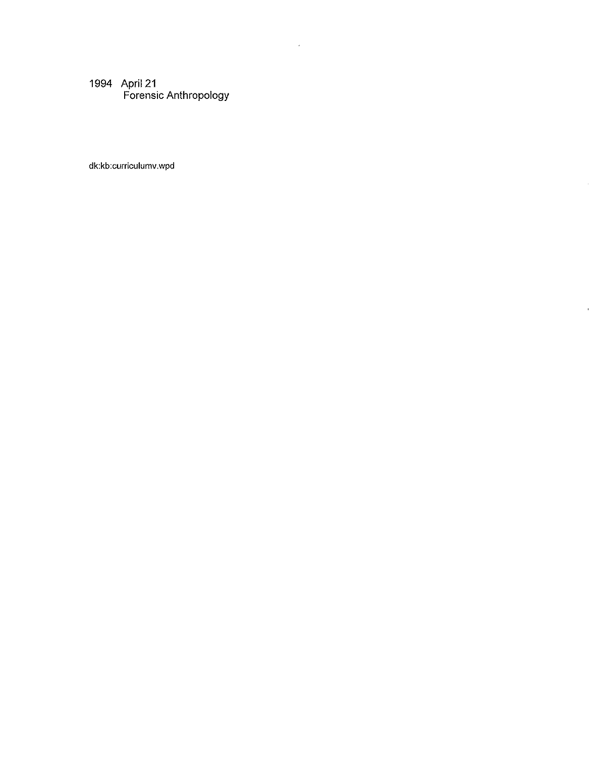1994 April 21
Forensic Anthropology

dk:kb:curriculumv.wpd